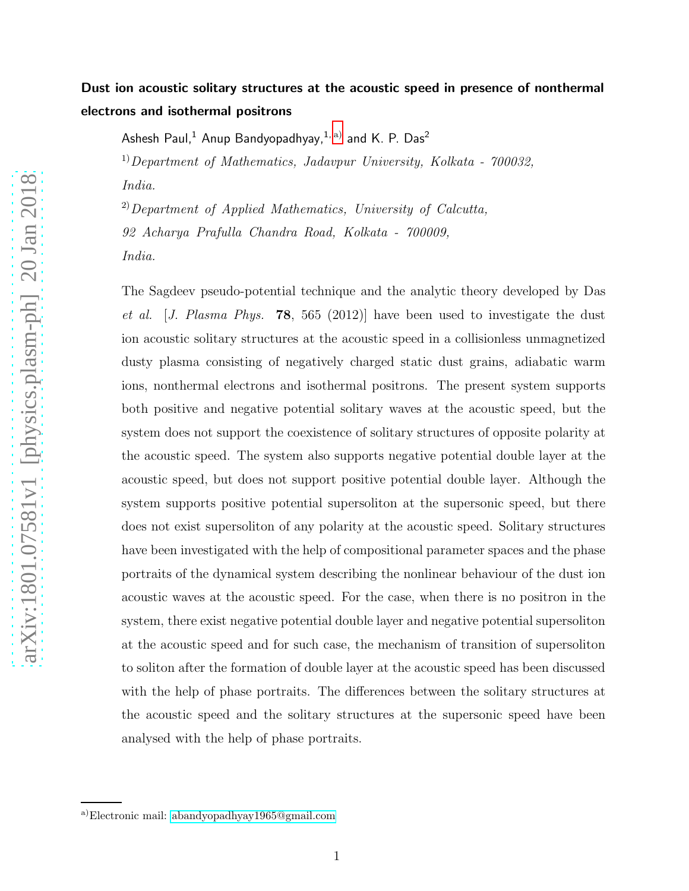# Dust ion acoustic solitary structures at the acoustic speed in presence of nonthermal electrons and isothermal positrons

Ashesh Paul,[1] Anup Bandyopadhyay,[1,a)] and K. P. Das[2]

[1)] *Department of Mathematics, Jadavpur University, Kolkata - 700032, India.*

[2)] *Department of Applied Mathematics, University of Calcutta, 92 Acharya Prafulla Chandra Road, Kolkata - 700009, India.*

The Sagdeev pseudo-potential technique and the analytic theory developed by Das *et al.* [*J. Plasma Phys.* **78**, 565 (2012)] have been used to investigate the dust ion acoustic solitary structures at the acoustic speed in a collisionless unmagnetized dusty plasma consisting of negatively charged static dust grains, adiabatic warm ions, nonthermal electrons and isothermal positrons. The present system supports both positive and negative potential solitary waves at the acoustic speed, but the system does not support the coexistence of solitary structures of opposite polarity at the acoustic speed. The system also supports negative potential double layer at the acoustic speed, but does not support positive potential double layer. Although the system supports positive potential supersoliton at the supersonic speed, but there does not exist supersoliton of any polarity at the acoustic speed. Solitary structures have been investigated with the help of compositional parameter spaces and the phase portraits of the dynamical system describing the nonlinear behaviour of the dust ion acoustic waves at the acoustic speed. For the case, when there is no positron in the system, there exist negative potential double layer and negative potential supersoliton at the acoustic speed and for such case, the mechanism of transition of supersoliton to soliton after the formation of double layer at the acoustic speed has been discussed with the help of phase portraits. The differences between the solitary structures at the acoustic speed and the solitary structures at the supersonic speed have been analysed with the help of phase portraits.

a)Electronic mail: abandyopadhyay1965@gmail.com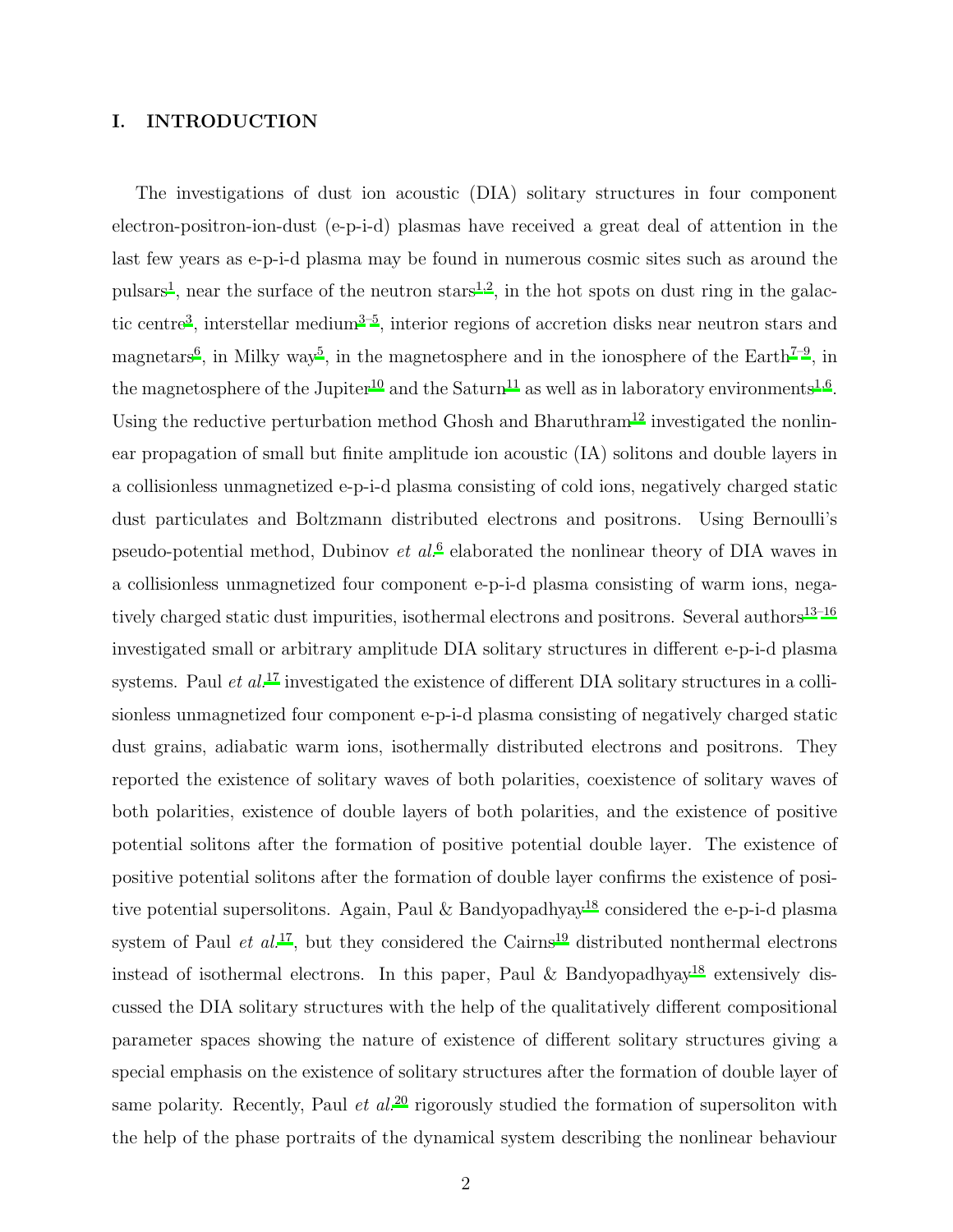## I. INTRODUCTION

The investigations of dust ion acoustic (DIA) solitary structures in four component electron-positron-ion-dust (e-p-i-d) plasmas have received a great deal of attention in the last few years as e-p-i-d plasma may be found in numerous cosmic sites such as around the pulsars[1], near the surface of the neutron stars[1,2], in the hot spots on dust ring in the galactic centre[3], interstellar medium[3–5], interior regions of accretion disks near neutron stars and magnetars[6], in Milky way[5], in the magnetosphere and in the ionosphere of the Earth[7–9], in the magnetosphere of the Jupiter[10] and the Saturn[11] as well as in laboratory environments[1,6]. Using the reductive perturbation method Ghosh and Bharuthram[12] investigated the nonlinear propagation of small but finite amplitude ion acoustic (IA) solitons and double layers in a collisionless unmagnetized e-p-i-d plasma consisting of cold ions, negatively charged static dust particulates and Boltzmann distributed electrons and positrons. Using Bernoulli's pseudo-potential method, Dubinov *et al.*[6] elaborated the nonlinear theory of DIA waves in a collisionless unmagnetized four component e-p-i-d plasma consisting of warm ions, negatively charged static dust impurities, isothermal electrons and positrons. Several authors[13–16] investigated small or arbitrary amplitude DIA solitary structures in different e-p-i-d plasma systems. Paul *et al.*[17] investigated the existence of different DIA solitary structures in a collisionless unmagnetized four component e-p-i-d plasma consisting of negatively charged static dust grains, adiabatic warm ions, isothermally distributed electrons and positrons. They reported the existence of solitary waves of both polarities, coexistence of solitary waves of both polarities, existence of double layers of both polarities, and the existence of positive potential solitons after the formation of positive potential double layer. The existence of positive potential solitons after the formation of double layer confirms the existence of positive potential supersolitons. Again, Paul & Bandyopadhyay[18] considered the e-p-i-d plasma system of Paul *et al.*[17], but they considered the Cairns[19] distributed nonthermal electrons instead of isothermal electrons. In this paper, Paul & Bandyopadhyay[18] extensively discussed the DIA solitary structures with the help of the qualitatively different compositional parameter spaces showing the nature of existence of different solitary structures giving a special emphasis on the existence of solitary structures after the formation of double layer of same polarity. Recently, Paul *et al.*[20] rigorously studied the formation of supersoliton with the help of the phase portraits of the dynamical system describing the nonlinear behaviour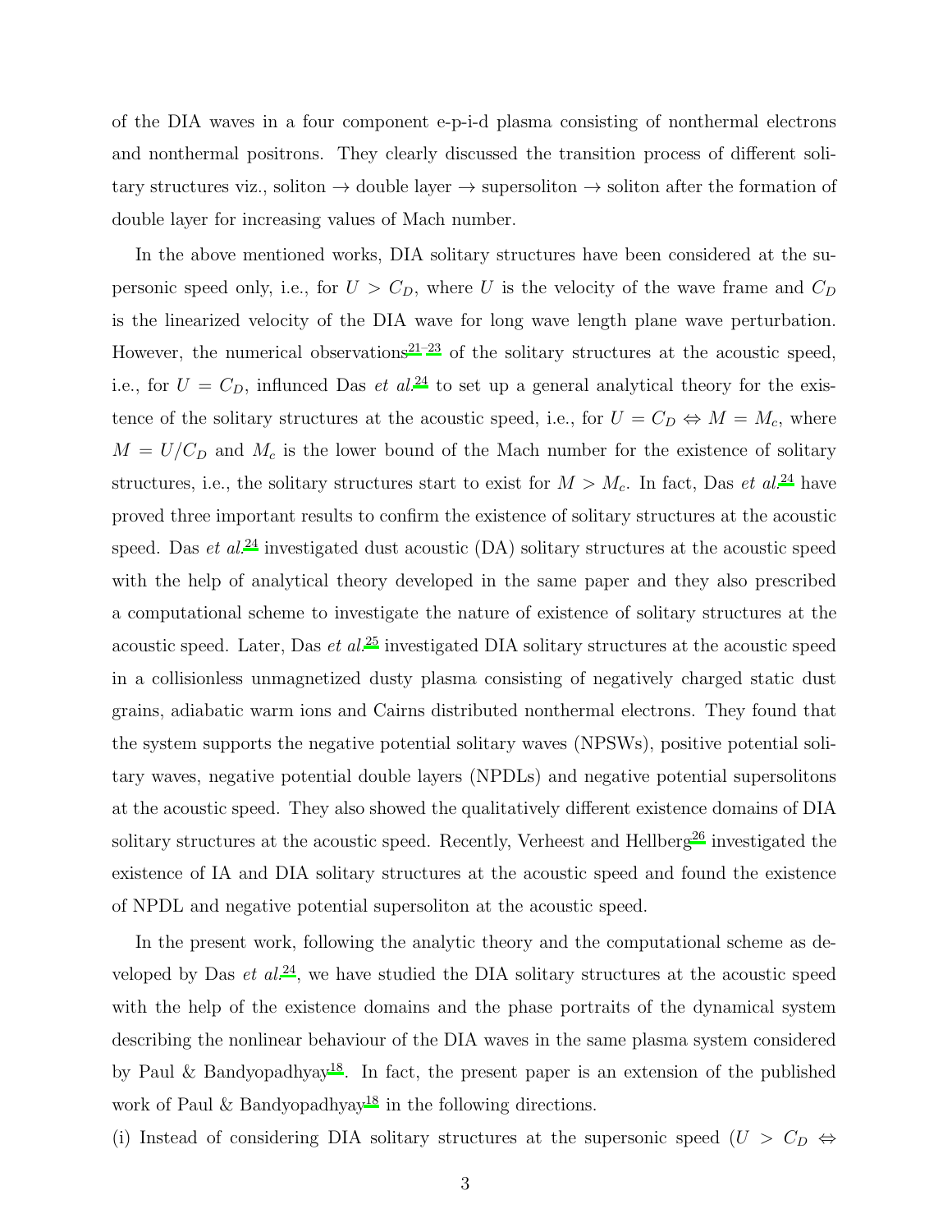of the DIA waves in a four component e-p-i-d plasma consisting of nonthermal electrons and nonthermal positrons. They clearly discussed the transition process of different solitary structures viz., soliton → double layer → supersoliton → soliton after the formation of double layer for increasing values of Mach number.

In the above mentioned works, DIA solitary structures have been considered at the supersonic speed only, i.e., for $U > C_D$, where $U$ is the velocity of the wave frame and $C_D$ is the linearized velocity of the DIA wave for long wave length plane wave perturbation. However, the numerical observations[21–23] of the solitary structures at the acoustic speed, i.e., for $U = C_D$, influnced Das *et al.*[24] to set up a general analytical theory for the existence of the solitary structures at the acoustic speed, i.e., for $U = C_D \Leftrightarrow M = M_c$, where $M = U/C_D$ and $M_c$ is the lower bound of the Mach number for the existence of solitary structures, i.e., the solitary structures start to exist for $M > M_c$. In fact, Das *et al.*[24] have proved three important results to confirm the existence of solitary structures at the acoustic speed. Das *et al.*[24] investigated dust acoustic (DA) solitary structures at the acoustic speed with the help of analytical theory developed in the same paper and they also prescribed a computational scheme to investigate the nature of existence of solitary structures at the acoustic speed. Later, Das *et al.*[25] investigated DIA solitary structures at the acoustic speed in a collisionless unmagnetized dusty plasma consisting of negatively charged static dust grains, adiabatic warm ions and Cairns distributed nonthermal electrons. They found that the system supports the negative potential solitary waves (NPSWs), positive potential solitary waves, negative potential double layers (NPDLs) and negative potential supersolitons at the acoustic speed. They also showed the qualitatively different existence domains of DIA solitary structures at the acoustic speed. Recently, Verheest and Hellberg[26] investigated the existence of IA and DIA solitary structures at the acoustic speed and found the existence of NPDL and negative potential supersoliton at the acoustic speed.

In the present work, following the analytic theory and the computational scheme as developed by Das *et al.*[24], we have studied the DIA solitary structures at the acoustic speed with the help of the existence domains and the phase portraits of the dynamical system describing the nonlinear behaviour of the DIA waves in the same plasma system considered by Paul & Bandyopadhyay[18]. In fact, the present paper is an extension of the published work of Paul & Bandyopadhyay[18] in the following directions.

(i) Instead of considering DIA solitary structures at the supersonic speed ($U > C_D \Leftrightarrow$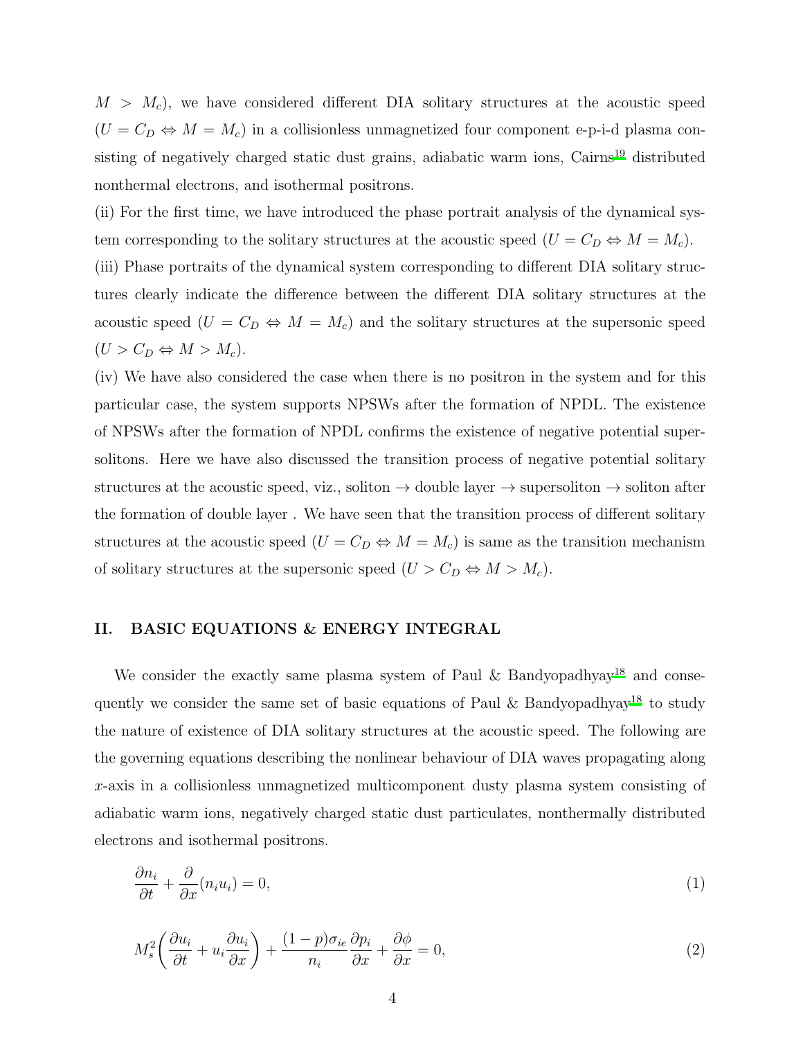$M > M_c$), we have considered different DIA solitary structures at the acoustic speed ($U = C_D \Leftrightarrow M = M_c$) in a collisionless unmagnetized four component e-p-i-d plasma consisting of negatively charged static dust grains, adiabatic warm ions, Cairns[19] distributed nonthermal electrons, and isothermal positrons.

(ii) For the first time, we have introduced the phase portrait analysis of the dynamical system corresponding to the solitary structures at the acoustic speed ($U = C_D \Leftrightarrow M = M_c$).

(iii) Phase portraits of the dynamical system corresponding to different DIA solitary structures clearly indicate the difference between the different DIA solitary structures at the acoustic speed ($U = C_D \Leftrightarrow M = M_c$) and the solitary structures at the supersonic speed ($U > C_D \Leftrightarrow M > M_c$).

(iv) We have also considered the case when there is no positron in the system and for this particular case, the system supports NPSWs after the formation of NPDL. The existence of NPSWs after the formation of NPDL confirms the existence of negative potential supersolitons. Here we have also discussed the transition process of negative potential solitary structures at the acoustic speed, viz., soliton → double layer → supersoliton → soliton after the formation of double layer . We have seen that the transition process of different solitary structures at the acoustic speed ($U = C_D \Leftrightarrow M = M_c$) is same as the transition mechanism of solitary structures at the supersonic speed ($U > C_D \Leftrightarrow M > M_c$).

## II. BASIC EQUATIONS & ENERGY INTEGRAL

We consider the exactly same plasma system of Paul & Bandyopadhyay[18] and consequently we consider the same set of basic equations of Paul & Bandyopadhyay[18] to study the nature of existence of DIA solitary structures at the acoustic speed. The following are the governing equations describing the nonlinear behaviour of DIA waves propagating along $x$-axis in a collisionless unmagnetized multicomponent dusty plasma system consisting of adiabatic warm ions, negatively charged static dust particulates, nonthermally distributed electrons and isothermal positrons.

$$\frac{\partial n_i}{\partial t} + \frac{\partial}{\partial x}(n_i u_i) = 0, \tag{1}$$

$$M_s^2\left(\frac{\partial u_i}{\partial t} + u_i\frac{\partial u_i}{\partial x}\right) + \frac{(1-p)\sigma_{ie}}{n_i}\frac{\partial p_i}{\partial x} + \frac{\partial \phi}{\partial x} = 0, \tag{2}$$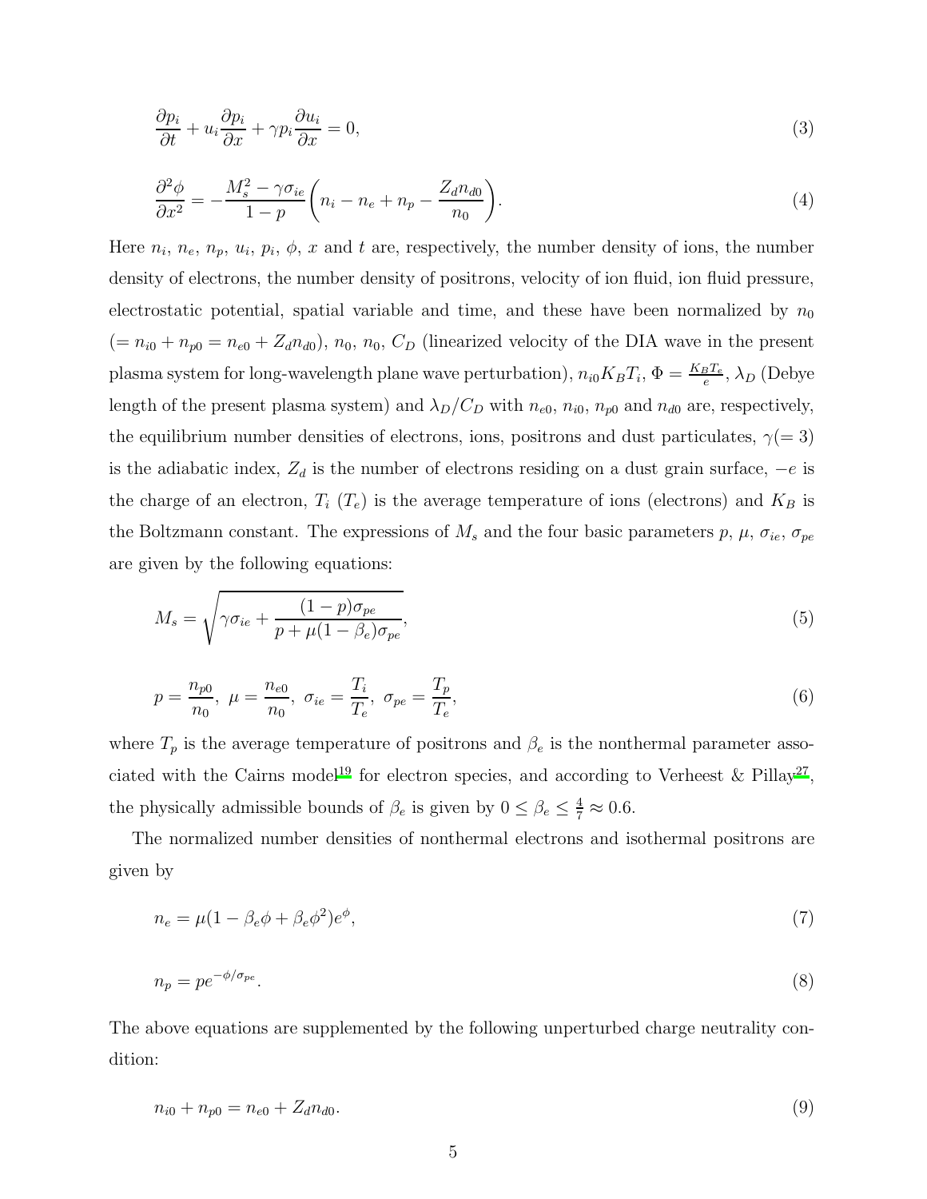$$\frac{\partial p_i}{\partial t} + u_i \frac{\partial p_i}{\partial x} + \gamma p_i \frac{\partial u_i}{\partial x} = 0, \tag{3}$$

$$\frac{\partial^2 \phi}{\partial x^2} = -\frac{M_s^2 - \gamma \sigma_{ie}}{1-p}\left(n_i - n_e + n_p - \frac{Z_d n_{d0}}{n_0}\right). \tag{4}$$

Here $n_i$, $n_e$, $n_p$, $u_i$, $p_i$, $\phi$, $x$ and $t$ are, respectively, the number density of ions, the number density of electrons, the number density of positrons, velocity of ion fluid, ion fluid pressure, electrostatic potential, spatial variable and time, and these have been normalized by $n_0$ ($= n_{i0} + n_{p0} = n_{e0} + Z_d n_{d0}$), $n_0$, $n_0$, $C_D$ (linearized velocity of the DIA wave in the present plasma system for long-wavelength plane wave perturbation), $n_{i0} K_B T_i$, $\Phi = \frac{K_B T_e}{e}$, $\lambda_D$ (Debye length of the present plasma system) and $\lambda_D / C_D$ with $n_{e0}$, $n_{i0}$, $n_{p0}$ and $n_{d0}$ are, respectively, the equilibrium number densities of electrons, ions, positrons and dust particulates, $\gamma (= 3)$ is the adiabatic index, $Z_d$ is the number of electrons residing on a dust grain surface, $-e$ is the charge of an electron, $T_i$ ($T_e$) is the average temperature of ions (electrons) and $K_B$ is the Boltzmann constant. The expressions of $M_s$ and the four basic parameters $p$, $\mu$, $\sigma_{ie}$, $\sigma_{pe}$ are given by the following equations:

$$M_s = \sqrt{\gamma \sigma_{ie} + \frac{(1-p)\sigma_{pe}}{p + \mu(1-\beta_e)\sigma_{pe}}}, \tag{5}$$

$$p = \frac{n_{p0}}{n_0},\ \mu = \frac{n_{e0}}{n_0},\ \sigma_{ie} = \frac{T_i}{T_e},\ \sigma_{pe} = \frac{T_p}{T_e}, \tag{6}$$

where $T_p$ is the average temperature of positrons and $\beta_e$ is the nonthermal parameter associated with the Cairns model[19] for electron species, and according to Verheest & Pillay[27], the physically admissible bounds of $\beta_e$ is given by $0 \leq \beta_e \leq \frac{4}{7} \approx 0.6$.

The normalized number densities of nonthermal electrons and isothermal positrons are given by

$$n_e = \mu(1 - \beta_e \phi + \beta_e \phi^2) e^{\phi}, \tag{7}$$

$$n_p = p e^{-\phi/\sigma_{pe}}. \tag{8}$$

The above equations are supplemented by the following unperturbed charge neutrality condition:

$$n_{i0} + n_{p0} = n_{e0} + Z_d n_{d0}. \tag{9}$$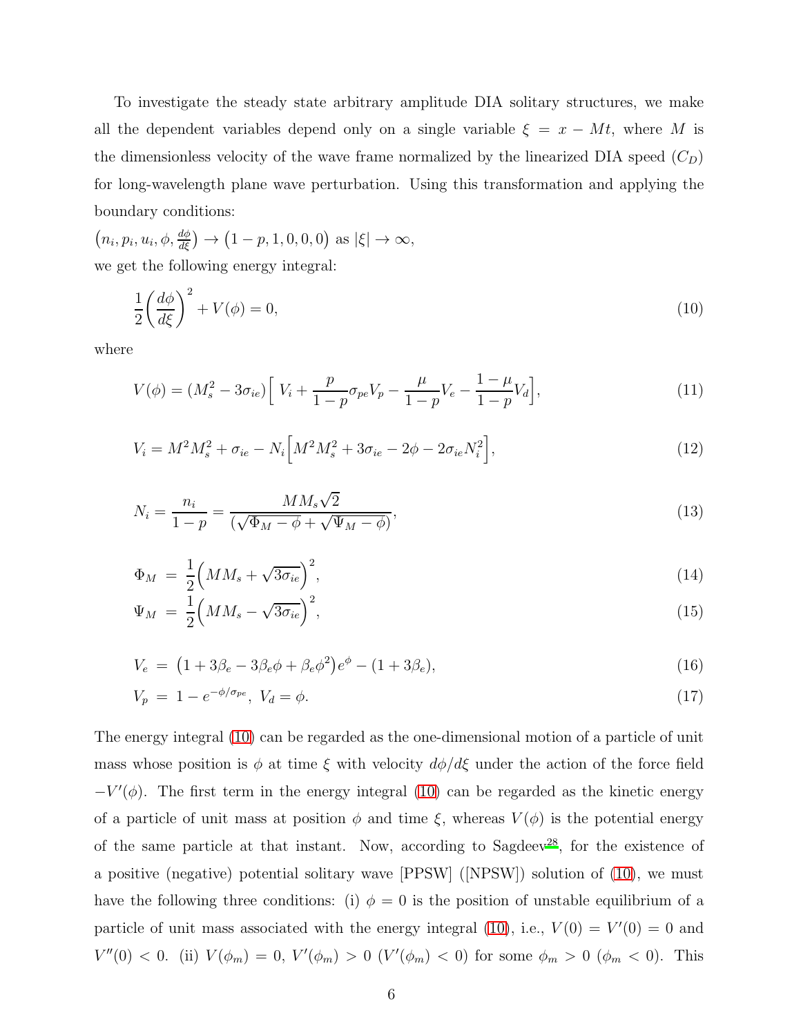To investigate the steady state arbitrary amplitude DIA solitary structures, we make all the dependent variables depend only on a single variable $\xi = x - Mt$, where $M$ is the dimensionless velocity of the wave frame normalized by the linearized DIA speed ($C_D$) for long-wavelength plane wave perturbation. Using this transformation and applying the boundary conditions:

$\left(n_i, p_i, u_i, \phi, \frac{d\phi}{d\xi}\right) \to \left(1-p, 1, 0, 0, 0\right)$ as $|\xi| \to \infty$,

we get the following energy integral:

$$\frac{1}{2}\left(\frac{d\phi}{d\xi}\right)^2 + V(\phi) = 0, \tag{10}$$

where

$$V(\phi) = (M_s^2 - 3\sigma_{ie})\Big[\, V_i + \frac{p}{1-p}\sigma_{pe}V_p - \frac{\mu}{1-p}V_e - \frac{1-\mu}{1-p}V_d\Big], \tag{11}$$

$$V_i = M^2M_s^2 + \sigma_{ie} - N_i\Big[M^2M_s^2 + 3\sigma_{ie} - 2\phi - 2\sigma_{ie}N_i^2\Big], \tag{12}$$

$$N_i = \frac{n_i}{1-p} = \frac{MM_s\sqrt{2}}{(\sqrt{\Phi_M - \phi} + \sqrt{\Psi_M - \phi})}, \tag{13}$$

$$\Phi_M \;=\; \frac{1}{2}\Big(MM_s + \sqrt{3\sigma_{ie}}\Big)^2, \tag{14}$$

$$\Psi_M \;=\; \frac{1}{2}\Big(MM_s - \sqrt{3\sigma_{ie}}\Big)^2, \tag{15}$$

$$V_e \;=\; \big(1 + 3\beta_e - 3\beta_e\phi + \beta_e\phi^2\big)e^{\phi} - (1 + 3\beta_e), \tag{16}$$

$$V_p \;=\; 1 - e^{-\phi/\sigma_{pe}},\ V_d = \phi. \tag{17}$$

The energy integral (10) can be regarded as the one-dimensional motion of a particle of unit mass whose position is $\phi$ at time $\xi$ with velocity $d\phi/d\xi$ under the action of the force field $-V'(\phi)$. The first term in the energy integral (10) can be regarded as the kinetic energy of a particle of unit mass at position $\phi$ and time $\xi$, whereas $V(\phi)$ is the potential energy of the same particle at that instant. Now, according to Sagdeev[28], for the existence of a positive (negative) potential solitary wave [PPSW] ([NPSW]) solution of (10), we must have the following three conditions: (i) $\phi = 0$ is the position of unstable equilibrium of a particle of unit mass associated with the energy integral (10), i.e., $V(0) = V'(0) = 0$ and $V''(0) < 0$. (ii) $V(\phi_m) = 0$, $V'(\phi_m) > 0$ ($V'(\phi_m) < 0$) for some $\phi_m > 0$ ($\phi_m < 0$). This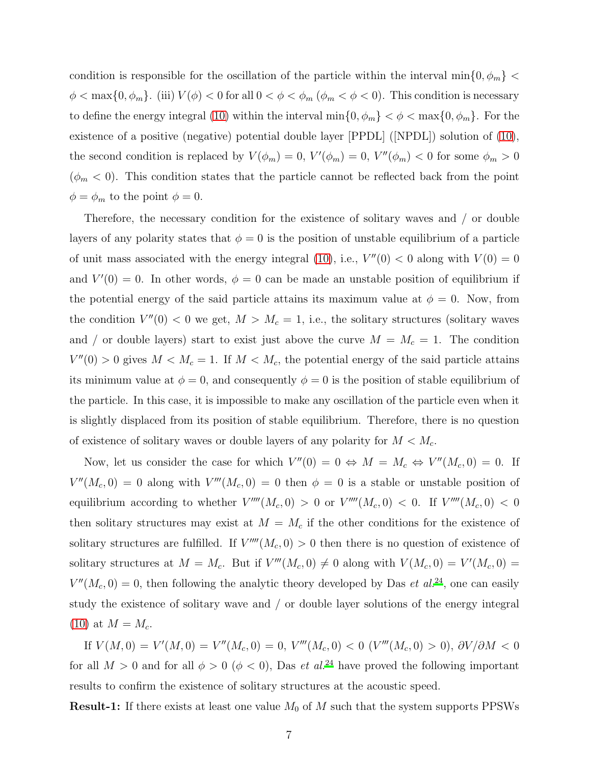condition is responsible for the oscillation of the particle within the interval $\min\{0, \phi_m\} < \phi < \max\{0, \phi_m\}$. (iii) $V(\phi) < 0$ for all $0 < \phi < \phi_m$ ($\phi_m < \phi < 0$). This condition is necessary to define the energy integral (10) within the interval $\min\{0, \phi_m\} < \phi < \max\{0, \phi_m\}$. For the existence of a positive (negative) potential double layer [PPDL] ([NPDL]) solution of (10), the second condition is replaced by $V(\phi_m) = 0$, $V'(\phi_m) = 0$, $V''(\phi_m) < 0$ for some $\phi_m > 0$ ($\phi_m < 0$). This condition states that the particle cannot be reflected back from the point $\phi = \phi_m$ to the point $\phi = 0$.

Therefore, the necessary condition for the existence of solitary waves and / or double layers of any polarity states that $\phi = 0$ is the position of unstable equilibrium of a particle of unit mass associated with the energy integral (10), i.e., $V''(0) < 0$ along with $V(0) = 0$ and $V'(0) = 0$. In other words, $\phi = 0$ can be made an unstable position of equilibrium if the potential energy of the said particle attains its maximum value at $\phi = 0$. Now, from the condition $V''(0) < 0$ we get, $M > M_c = 1$, i.e., the solitary structures (solitary waves and / or double layers) start to exist just above the curve $M = M_c = 1$. The condition $V''(0) > 0$ gives $M < M_c = 1$. If $M < M_c$, the potential energy of the said particle attains its minimum value at $\phi = 0$, and consequently $\phi = 0$ is the position of stable equilibrium of the particle. In this case, it is impossible to make any oscillation of the particle even when it is slightly displaced from its position of stable equilibrium. Therefore, there is no question of existence of solitary waves or double layers of any polarity for $M < M_c$.

Now, let us consider the case for which $V''(0) = 0 \Leftrightarrow M = M_c \Leftrightarrow V''(M_c, 0) = 0$. If $V''(M_c, 0) = 0$ along with $V'''(M_c, 0) = 0$ then $\phi = 0$ is a stable or unstable position of equilibrium according to whether $V''''(M_c, 0) > 0$ or $V''''(M_c, 0) < 0$. If $V''''(M_c, 0) < 0$ then solitary structures may exist at $M = M_c$ if the other conditions for the existence of solitary structures are fulfilled. If $V''''(M_c, 0) > 0$ then there is no question of existence of solitary structures at $M = M_c$. But if $V'''(M_c, 0) \neq 0$ along with $V(M_c, 0) = V'(M_c, 0) = V''(M_c, 0) = 0$, then following the analytic theory developed by Das *et al.*[24], one can easily study the existence of solitary wave and / or double layer solutions of the energy integral (10) at $M = M_c$.

If $V(M, 0) = V'(M, 0) = V''(M_c, 0) = 0$, $V'''(M_c, 0) < 0$ ($V'''(M_c, 0) > 0$), $\partial V/\partial M < 0$ for all $M > 0$ and for all $\phi > 0$ ($\phi < 0$), Das *et al.*[24] have proved the following important results to confirm the existence of solitary structures at the acoustic speed.

**Result-1:** If there exists at least one value $M_0$ of $M$ such that the system supports PPSWs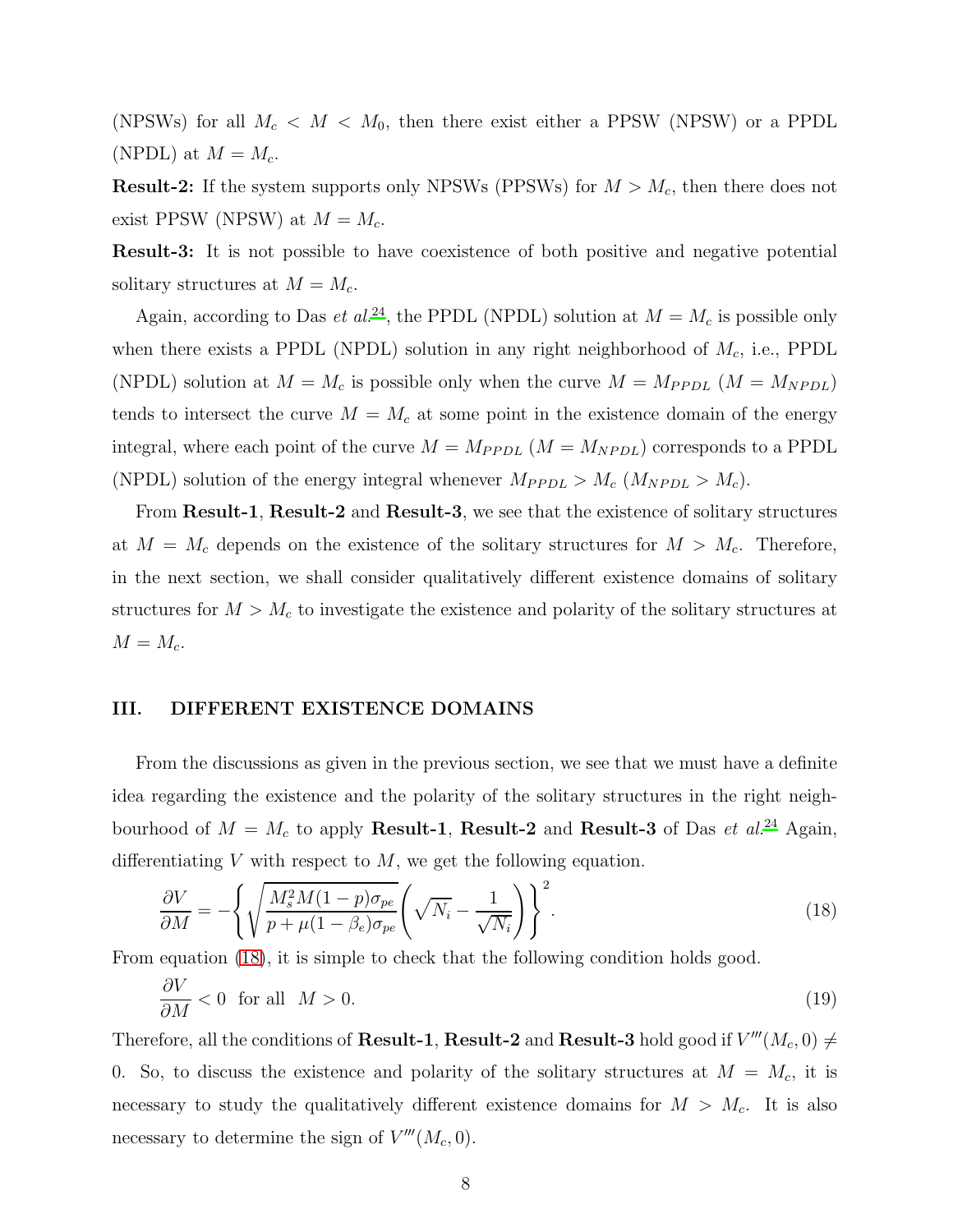(NPSWs) for all $M_c < M < M_0$, then there exist either a PPSW (NPSW) or a PPDL (NPDL) at $M = M_c$.

**Result-2:** If the system supports only NPSWs (PPSWs) for $M > M_c$, then there does not exist PPSW (NPSW) at $M = M_c$.

**Result-3:** It is not possible to have coexistence of both positive and negative potential solitary structures at $M = M_c$.

Again, according to Das *et al.*[24], the PPDL (NPDL) solution at $M = M_c$ is possible only when there exists a PPDL (NPDL) solution in any right neighborhood of $M_c$, i.e., PPDL (NPDL) solution at $M = M_c$ is possible only when the curve $M = M_{PPDL}$ ($M = M_{NPDL}$) tends to intersect the curve $M = M_c$ at some point in the existence domain of the energy integral, where each point of the curve $M = M_{PPDL}$ ($M = M_{NPDL}$) corresponds to a PPDL (NPDL) solution of the energy integral whenever $M_{PPDL} > M_c$ ($M_{NPDL} > M_c$).

From **Result-1**, **Result-2** and **Result-3**, we see that the existence of solitary structures at $M = M_c$ depends on the existence of the solitary structures for $M > M_c$. Therefore, in the next section, we shall consider qualitatively different existence domains of solitary structures for $M > M_c$ to investigate the existence and polarity of the solitary structures at $M = M_c$.

## III. DIFFERENT EXISTENCE DOMAINS

From the discussions as given in the previous section, we see that we must have a definite idea regarding the existence and the polarity of the solitary structures in the right neighbourhood of $M = M_c$ to apply **Result-1**, **Result-2** and **Result-3** of Das *et al.*[24] Again, differentiating $V$ with respect to $M$, we get the following equation.

$$\frac{\partial V}{\partial M} = -\left\{\sqrt{\frac{M_s^2 M(1-p)\sigma_{pe}}{p+\mu(1-\beta_e)\sigma_{pe}}}\left(\sqrt{N_i} - \frac{1}{\sqrt{N_i}}\right)\right\}^2. \tag{18}$$

From equation (18), it is simple to check that the following condition holds good.

$$\frac{\partial V}{\partial M} < 0 \;\; \text{for all} \;\; M > 0. \tag{19}$$

Therefore, all the conditions of **Result-1**, **Result-2** and **Result-3** hold good if $V'''(M_c, 0) \neq 0$. So, to discuss the existence and polarity of the solitary structures at $M = M_c$, it is necessary to study the qualitatively different existence domains for $M > M_c$. It is also necessary to determine the sign of $V'''(M_c, 0)$.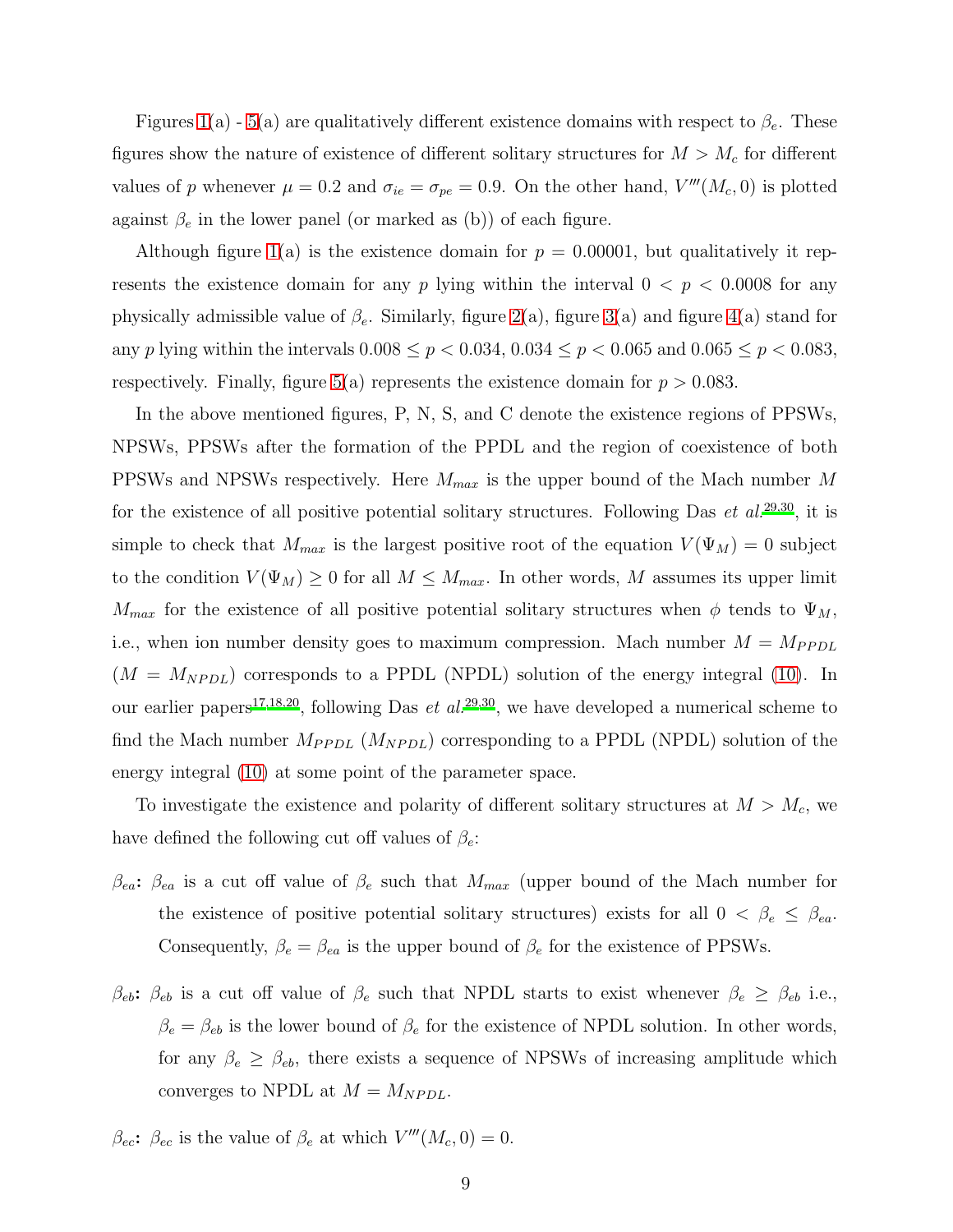Figures 1(a) - 5(a) are qualitatively different existence domains with respect to $\beta_e$. These figures show the nature of existence of different solitary structures for $M > M_c$ for different values of $p$ whenever $\mu = 0.2$ and $\sigma_{ie} = \sigma_{pe} = 0.9$. On the other hand, $V'''(M_c, 0)$ is plotted against $\beta_e$ in the lower panel (or marked as (b)) of each figure.

Although figure 1(a) is the existence domain for $p = 0.00001$, but qualitatively it represents the existence domain for any $p$ lying within the interval $0 < p < 0.0008$ for any physically admissible value of $\beta_e$. Similarly, figure 2(a), figure 3(a) and figure 4(a) stand for any $p$ lying within the intervals $0.008 \leq p < 0.034$, $0.034 \leq p < 0.065$ and $0.065 \leq p < 0.083$, respectively. Finally, figure 5(a) represents the existence domain for $p > 0.083$.

In the above mentioned figures, P, N, S, and C denote the existence regions of PPSWs, NPSWs, PPSWs after the formation of the PPDL and the region of coexistence of both PPSWs and NPSWs respectively. Here $M_{max}$ is the upper bound of the Mach number $M$ for the existence of all positive potential solitary structures. Following Das *et al.*[29,30], it is simple to check that $M_{max}$ is the largest positive root of the equation $V(\Psi_M) = 0$ subject to the condition $V(\Psi_M) \geq 0$ for all $M \leq M_{max}$. In other words, $M$ assumes its upper limit $M_{max}$ for the existence of all positive potential solitary structures when $\phi$ tends to $\Psi_M$, i.e., when ion number density goes to maximum compression. Mach number $M = M_{PPDL}$ ($M = M_{NPDL}$) corresponds to a PPDL (NPDL) solution of the energy integral (10). In our earlier papers[17,18,20], following Das *et al.*[29,30], we have developed a numerical scheme to find the Mach number $M_{PPDL}$ ($M_{NPDL}$) corresponding to a PPDL (NPDL) solution of the energy integral (10) at some point of the parameter space.

To investigate the existence and polarity of different solitary structures at $M > M_c$, we have defined the following cut off values of $\beta_e$:

**$\beta_{ea}$:** $\beta_{ea}$ is a cut off value of $\beta_e$ such that $M_{max}$ (upper bound of the Mach number for the existence of positive potential solitary structures) exists for all $0 < \beta_e \leq \beta_{ea}$. Consequently, $\beta_e = \beta_{ea}$ is the upper bound of $\beta_e$ for the existence of PPSWs.

**$\beta_{eb}$:** $\beta_{eb}$ is a cut off value of $\beta_e$ such that NPDL starts to exist whenever $\beta_e \geq \beta_{eb}$ i.e., $\beta_e = \beta_{eb}$ is the lower bound of $\beta_e$ for the existence of NPDL solution. In other words, for any $\beta_e \geq \beta_{eb}$, there exists a sequence of NPSWs of increasing amplitude which converges to NPDL at $M = M_{NPDL}$.

**$\beta_{ec}$:** $\beta_{ec}$ is the value of $\beta_e$ at which $V'''(M_c, 0) = 0$.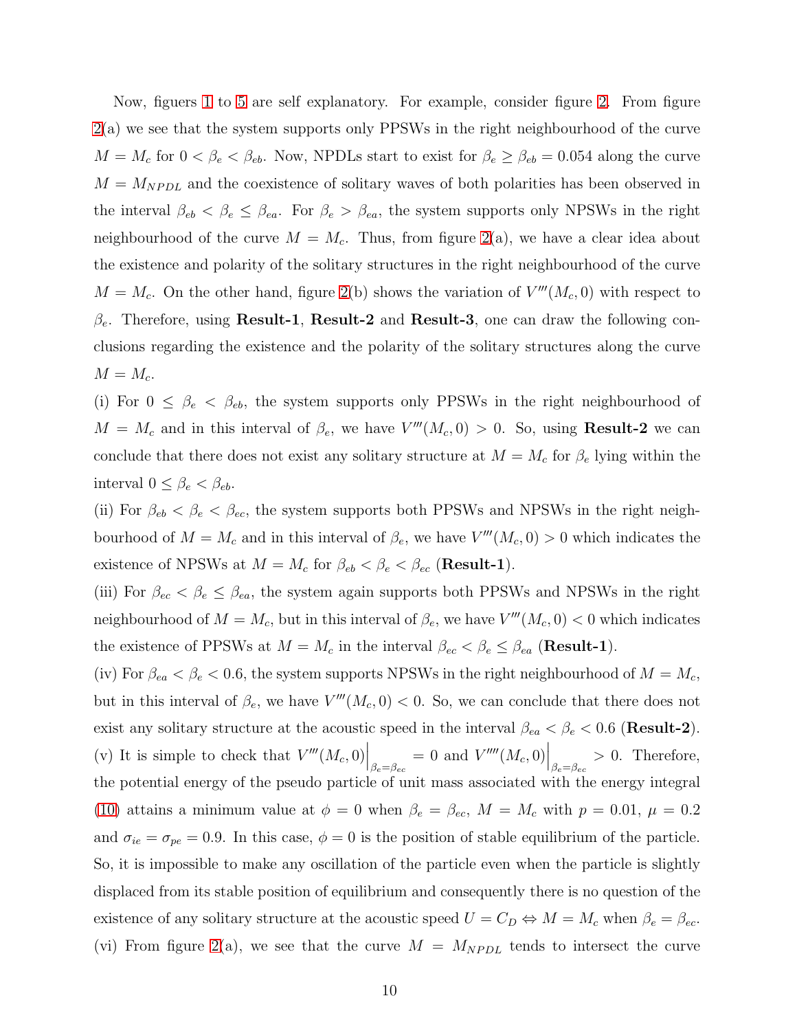Now, figuers 1 to 5 are self explanatory. For example, consider figure 2. From figure 2(a) we see that the system supports only PPSWs in the right neighbourhood of the curve $M = M_c$ for $0 < \beta_e < \beta_{eb}$. Now, NPDLs start to exist for $\beta_e \geq \beta_{eb} = 0.054$ along the curve $M = M_{NPDL}$ and the coexistence of solitary waves of both polarities has been observed in the interval $\beta_{eb} < \beta_e \leq \beta_{ea}$. For $\beta_e > \beta_{ea}$, the system supports only NPSWs in the right neighbourhood of the curve $M = M_c$. Thus, from figure 2(a), we have a clear idea about the existence and polarity of the solitary structures in the right neighbourhood of the curve $M = M_c$. On the other hand, figure 2(b) shows the variation of $V'''(M_c, 0)$ with respect to $\beta_e$. Therefore, using **Result-1**, **Result-2** and **Result-3**, one can draw the following conclusions regarding the existence and the polarity of the solitary structures along the curve $M = M_c$.

(i) For $0 \leq \beta_e < \beta_{eb}$, the system supports only PPSWs in the right neighbourhood of $M = M_c$ and in this interval of $\beta_e$, we have $V'''(M_c, 0) > 0$. So, using **Result-2** we can conclude that there does not exist any solitary structure at $M = M_c$ for $\beta_e$ lying within the interval $0 \leq \beta_e < \beta_{eb}$.

(ii) For $\beta_{eb} < \beta_e < \beta_{ec}$, the system supports both PPSWs and NPSWs in the right neighbourhood of $M = M_c$ and in this interval of $\beta_e$, we have $V'''(M_c, 0) > 0$ which indicates the existence of NPSWs at $M = M_c$ for $\beta_{eb} < \beta_e < \beta_{ec}$ (**Result-1**).

(iii) For $\beta_{ec} < \beta_e \leq \beta_{ea}$, the system again supports both PPSWs and NPSWs in the right neighbourhood of $M = M_c$, but in this interval of $\beta_e$, we have $V'''(M_c, 0) < 0$ which indicates the existence of PPSWs at $M = M_c$ in the interval $\beta_{ec} < \beta_e \leq \beta_{ea}$ (**Result-1**).

(iv) For $\beta_{ea} < \beta_e < 0.6$, the system supports NPSWs in the right neighbourhood of $M = M_c$, but in this interval of $\beta_e$, we have $V'''(M_c, 0) < 0$. So, we can conclude that there does not exist any solitary structure at the acoustic speed in the interval $\beta_{ea} < \beta_e < 0.6$ (**Result-2**).

(v) It is simple to check that $V'''(M_c, 0)\Big|_{\beta_e=\beta_{ec}} = 0$ and $V''''(M_c, 0)\Big|_{\beta_e=\beta_{ec}} > 0$. Therefore, the potential energy of the pseudo particle of unit mass associated with the energy integral (10) attains a minimum value at $\phi = 0$ when $\beta_e = \beta_{ec}$, $M = M_c$ with $p = 0.01$, $\mu = 0.2$ and $\sigma_{ie} = \sigma_{pe} = 0.9$. In this case, $\phi = 0$ is the position of stable equilibrium of the particle. So, it is impossible to make any oscillation of the particle even when the particle is slightly displaced from its stable position of equilibrium and consequently there is no question of the existence of any solitary structure at the acoustic speed $U = C_D \Leftrightarrow M = M_c$ when $\beta_e = \beta_{ec}$.

(vi) From figure 2(a), we see that the curve $M = M_{NPDL}$ tends to intersect the curve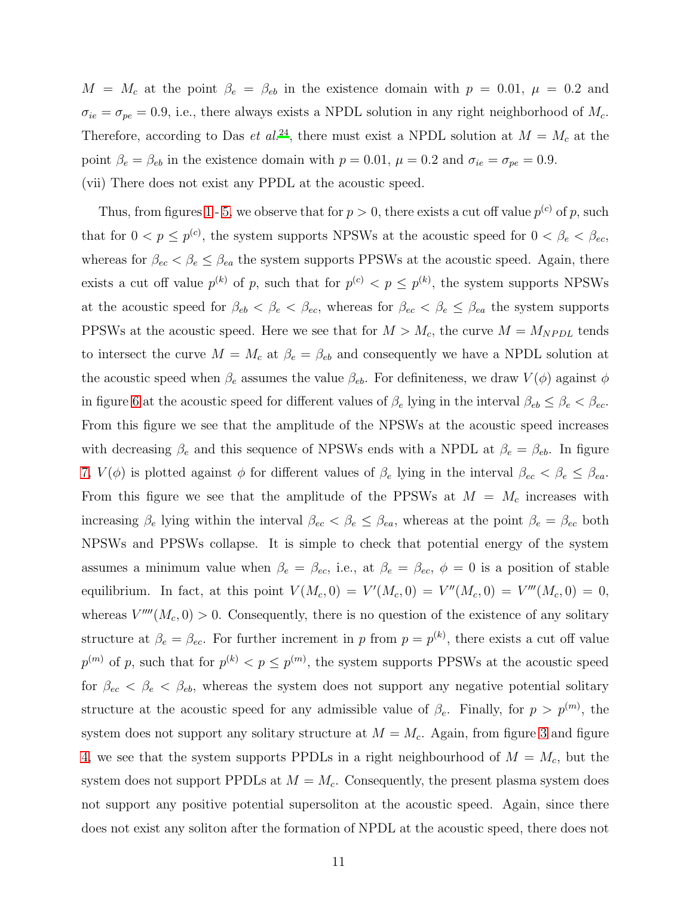$M = M_c$ at the point $\beta_e = \beta_{eb}$ in the existence domain with $p = 0.01$, $\mu = 0.2$ and $\sigma_{ie} = \sigma_{pe} = 0.9$, i.e., there always exists a NPDL solution in any right neighborhood of $M_c$. Therefore, according to Das *et al.*[24], there must exist a NPDL solution at $M = M_c$ at the point $\beta_e = \beta_{eb}$ in the existence domain with $p = 0.01$, $\mu = 0.2$ and $\sigma_{ie} = \sigma_{pe} = 0.9$.

(vii) There does not exist any PPDL at the acoustic speed.

Thus, from figures 1 - 5, we observe that for $p > 0$, there exists a cut off value $p^{(c)}$ of $p$, such that for $0 < p \leq p^{(c)}$, the system supports NPSWs at the acoustic speed for $0 < \beta_e < \beta_{ec}$, whereas for $\beta_{ec} < \beta_e \leq \beta_{ea}$ the system supports PPSWs at the acoustic speed. Again, there exists a cut off value $p^{(k)}$ of $p$, such that for $p^{(c)} < p \leq p^{(k)}$, the system supports NPSWs at the acoustic speed for $\beta_{eb} < \beta_e < \beta_{ec}$, whereas for $\beta_{ec} < \beta_e \leq \beta_{ea}$ the system supports PPSWs at the acoustic speed. Here we see that for $M > M_c$, the curve $M = M_{NPDL}$ tends to intersect the curve $M = M_c$ at $\beta_e = \beta_{eb}$ and consequently we have a NPDL solution at the acoustic speed when $\beta_e$ assumes the value $\beta_{eb}$. For definiteness, we draw $V(\phi)$ against $\phi$ in figure 6 at the acoustic speed for different values of $\beta_e$ lying in the interval $\beta_{eb} \leq \beta_e < \beta_{ec}$. From this figure we see that the amplitude of the NPSWs at the acoustic speed increases with decreasing $\beta_e$ and this sequence of NPSWs ends with a NPDL at $\beta_e = \beta_{eb}$. In figure 7, $V(\phi)$ is plotted against $\phi$ for different values of $\beta_e$ lying in the interval $\beta_{ec} < \beta_e \leq \beta_{ea}$. From this figure we see that the amplitude of the PPSWs at $M = M_c$ increases with increasing $\beta_e$ lying within the interval $\beta_{ec} < \beta_e \leq \beta_{ea}$, whereas at the point $\beta_e = \beta_{ec}$ both NPSWs and PPSWs collapse. It is simple to check that potential energy of the system assumes a minimum value when $\beta_e = \beta_{ec}$, i.e., at $\beta_e = \beta_{ec}$, $\phi = 0$ is a position of stable equilibrium. In fact, at this point $V(M_c, 0) = V'(M_c, 0) = V''(M_c, 0) = V'''(M_c, 0) = 0$, whereas $V''''(M_c, 0) > 0$. Consequently, there is no question of the existence of any solitary structure at $\beta_e = \beta_{ec}$. For further increment in $p$ from $p = p^{(k)}$, there exists a cut off value $p^{(m)}$ of $p$, such that for $p^{(k)} < p \leq p^{(m)}$, the system supports PPSWs at the acoustic speed for $\beta_{ec} < \beta_e < \beta_{eb}$, whereas the system does not support any negative potential solitary structure at the acoustic speed for any admissible value of $\beta_e$. Finally, for $p > p^{(m)}$, the system does not support any solitary structure at $M = M_c$. Again, from figure 3 and figure 4, we see that the system supports PPDLs in a right neighbourhood of $M = M_c$, but the system does not support PPDLs at $M = M_c$. Consequently, the present plasma system does not support any positive potential supersoliton at the acoustic speed. Again, since there does not exist any soliton after the formation of NPDL at the acoustic speed, there does not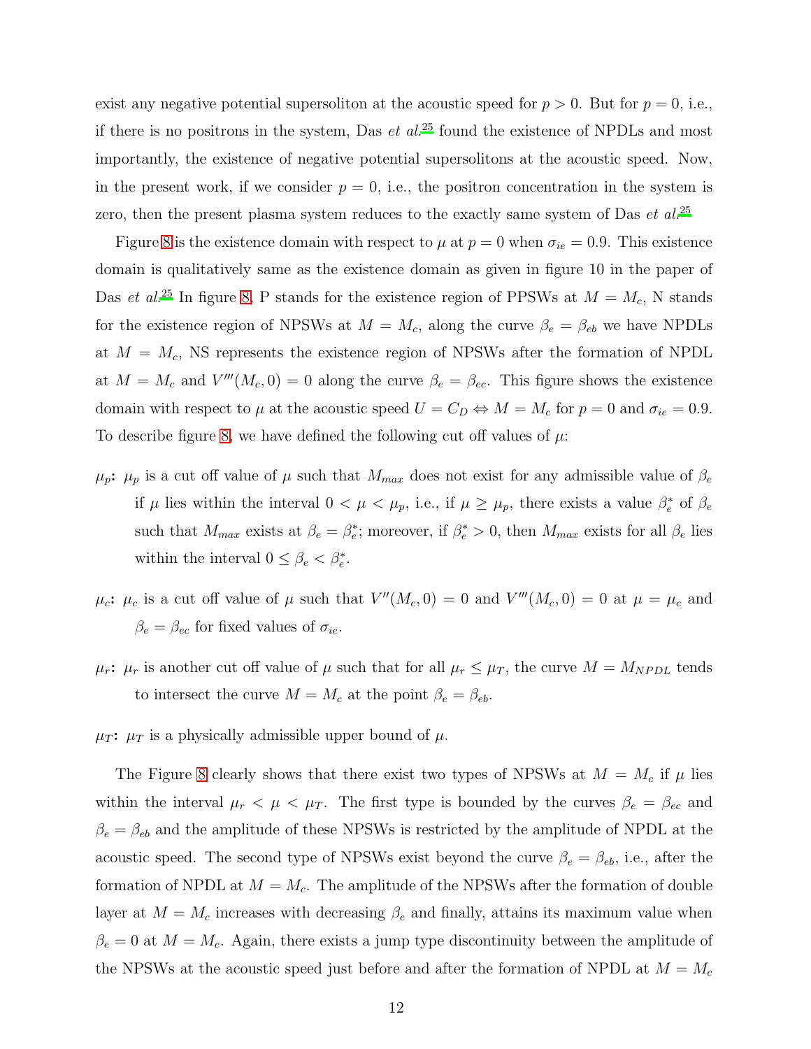exist any negative potential supersoliton at the acoustic speed for $p > 0$. But for $p = 0$, i.e., if there is no positrons in the system, Das *et al.*[25] found the existence of NPDLs and most importantly, the existence of negative potential supersolitons at the acoustic speed. Now, in the present work, if we consider $p = 0$, i.e., the positron concentration in the system is zero, then the present plasma system reduces to the exactly same system of Das *et al.*[25]

Figure 8 is the existence domain with respect to $\mu$ at $p = 0$ when $\sigma_{ie} = 0.9$. This existence domain is qualitatively same as the existence domain as given in figure 10 in the paper of Das *et al.*[25] In figure 8, P stands for the existence region of PPSWs at $M = M_c$, N stands for the existence region of NPSWs at $M = M_c$, along the curve $\beta_e = \beta_{eb}$ we have NPDLs at $M = M_c$, NS represents the existence region of NPSWs after the formation of NPDL at $M = M_c$ and $V'''(M_c, 0) = 0$ along the curve $\beta_e = \beta_{ec}$. This figure shows the existence domain with respect to $\mu$ at the acoustic speed $U = C_D \Leftrightarrow M = M_c$ for $p = 0$ and $\sigma_{ie} = 0.9$. To describe figure 8, we have defined the following cut off values of $\mu$:

- **$\mu_p$:** $\mu_p$ is a cut off value of $\mu$ such that $M_{max}$ does not exist for any admissible value of $\beta_e$ if $\mu$ lies within the interval $0 < \mu < \mu_p$, i.e., if $\mu \geq \mu_p$, there exists a value $\beta_e^*$ of $\beta_e$ such that $M_{max}$ exists at $\beta_e = \beta_e^*$; moreover, if $\beta_e^* > 0$, then $M_{max}$ exists for all $\beta_e$ lies within the interval $0 \leq \beta_e < \beta_e^*$.

- **$\mu_c$:** $\mu_c$ is a cut off value of $\mu$ such that $V''(M_c, 0) = 0$ and $V'''(M_c, 0) = 0$ at $\mu = \mu_c$ and $\beta_e = \beta_{ec}$ for fixed values of $\sigma_{ie}$.

- **$\mu_r$:** $\mu_r$ is another cut off value of $\mu$ such that for all $\mu_r \leq \mu_T$, the curve $M = M_{NPDL}$ tends to intersect the curve $M = M_c$ at the point $\beta_e = \beta_{eb}$.

- **$\mu_T$:** $\mu_T$ is a physically admissible upper bound of $\mu$.

The Figure 8 clearly shows that there exist two types of NPSWs at $M = M_c$ if $\mu$ lies within the interval $\mu_r < \mu < \mu_T$. The first type is bounded by the curves $\beta_e = \beta_{ec}$ and $\beta_e = \beta_{eb}$ and the amplitude of these NPSWs is restricted by the amplitude of NPDL at the acoustic speed. The second type of NPSWs exist beyond the curve $\beta_e = \beta_{eb}$, i.e., after the formation of NPDL at $M = M_c$. The amplitude of the NPSWs after the formation of double layer at $M = M_c$ increases with decreasing $\beta_e$ and finally, attains its maximum value when $\beta_e = 0$ at $M = M_c$. Again, there exists a jump type discontinuity between the amplitude of the NPSWs at the acoustic speed just before and after the formation of NPDL at $M = M_c$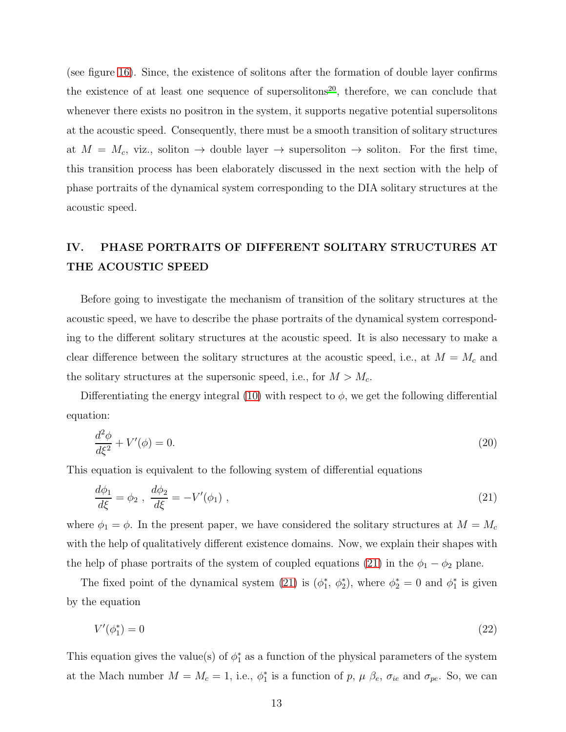(see figure 16). Since, the existence of solitons after the formation of double layer confirms the existence of at least one sequence of supersolitons[20], therefore, we can conclude that whenever there exists no positron in the system, it supports negative potential supersolitons at the acoustic speed. Consequently, there must be a smooth transition of solitary structures at $M = M_c$, viz., soliton $\rightarrow$ double layer $\rightarrow$ supersoliton $\rightarrow$ soliton. For the first time, this transition process has been elaborately discussed in the next section with the help of phase portraits of the dynamical system corresponding to the DIA solitary structures at the acoustic speed.

## IV. PHASE PORTRAITS OF DIFFERENT SOLITARY STRUCTURES AT THE ACOUSTIC SPEED

Before going to investigate the mechanism of transition of the solitary structures at the acoustic speed, we have to describe the phase portraits of the dynamical system corresponding to the different solitary structures at the acoustic speed. It is also necessary to make a clear difference between the solitary structures at the acoustic speed, i.e., at $M = M_c$ and the solitary structures at the supersonic speed, i.e., for $M > M_c$.

Differentiating the energy integral (10) with respect to $\phi$, we get the following differential equation:

$$\frac{d^2\phi}{d\xi^2} + V'(\phi) = 0. \tag{20}$$

This equation is equivalent to the following system of differential equations

$$\frac{d\phi_1}{d\xi} = \phi_2 \ , \ \frac{d\phi_2}{d\xi} = -V'(\phi_1) \ , \tag{21}$$

where $\phi_1 = \phi$. In the present paper, we have considered the solitary structures at $M = M_c$ with the help of qualitatively different existence domains. Now, we explain their shapes with the help of phase portraits of the system of coupled equations (21) in the $\phi_1 - \phi_2$ plane.

The fixed point of the dynamical system (21) is $(\phi_1^*, \ \phi_2^*)$, where $\phi_2^* = 0$ and $\phi_1^*$ is given by the equation

$$V'(\phi_1^*) = 0 \tag{22}$$

This equation gives the value(s) of $\phi_1^*$ as a function of the physical parameters of the system at the Mach number $M = M_c = 1$, i.e., $\phi_1^*$ is a function of $p$, $\mu$ $\beta_e$, $\sigma_{ie}$ and $\sigma_{pe}$. So, we can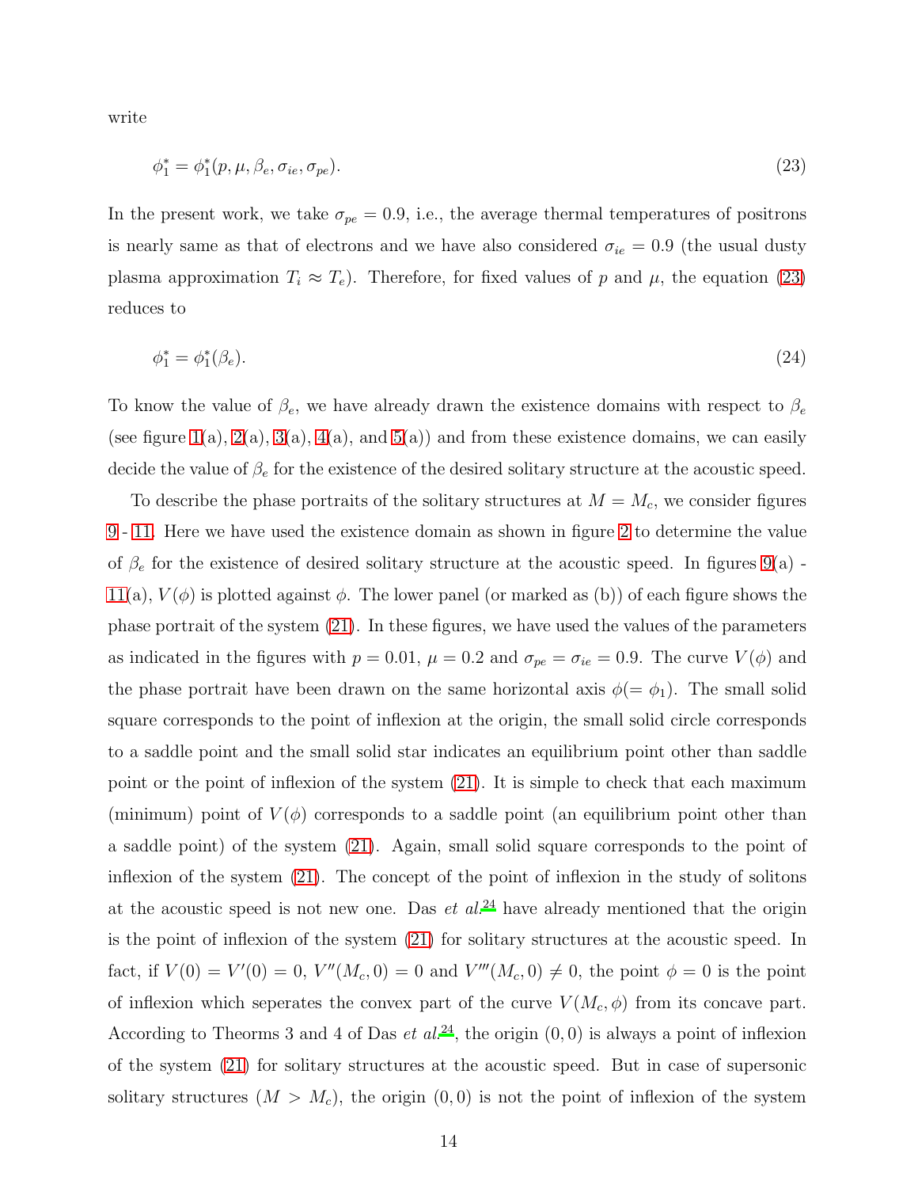write

$$\phi_1^* = \phi_1^*(p, \mu, \beta_e, \sigma_{ie}, \sigma_{pe}). \tag{23}$$

In the present work, we take $\sigma_{pe} = 0.9$, i.e., the average thermal temperatures of positrons is nearly same as that of electrons and we have also considered $\sigma_{ie} = 0.9$ (the usual dusty plasma approximation $T_i \approx T_e$). Therefore, for fixed values of $p$ and $\mu$, the equation (23) reduces to

$$\phi_1^* = \phi_1^*(\beta_e). \tag{24}$$

To know the value of $\beta_e$, we have already drawn the existence domains with respect to $\beta_e$ (see figure 1(a), 2(a), 3(a), 4(a), and 5(a)) and from these existence domains, we can easily decide the value of $\beta_e$ for the existence of the desired solitary structure at the acoustic speed.

To describe the phase portraits of the solitary structures at $M = M_c$, we consider figures 9 - 11. Here we have used the existence domain as shown in figure 2 to determine the value of $\beta_e$ for the existence of desired solitary structure at the acoustic speed. In figures 9(a) - 11(a), $V(\phi)$ is plotted against $\phi$. The lower panel (or marked as (b)) of each figure shows the phase portrait of the system (21). In these figures, we have used the values of the parameters as indicated in the figures with $p = 0.01$, $\mu = 0.2$ and $\sigma_{pe} = \sigma_{ie} = 0.9$. The curve $V(\phi)$ and the phase portrait have been drawn on the same horizontal axis $\phi(= \phi_1)$. The small solid square corresponds to the point of inflexion at the origin, the small solid circle corresponds to a saddle point and the small solid star indicates an equilibrium point other than saddle point or the point of inflexion of the system (21). It is simple to check that each maximum (minimum) point of $V(\phi)$ corresponds to a saddle point (an equilibrium point other than a saddle point) of the system (21). Again, small solid square corresponds to the point of inflexion of the system (21). The concept of the point of inflexion in the study of solitons at the acoustic speed is not new one. Das *et al.*[24] have already mentioned that the origin is the point of inflexion of the system (21) for solitary structures at the acoustic speed. In fact, if $V(0) = V'(0) = 0$, $V''(M_c, 0) = 0$ and $V'''(M_c, 0) \neq 0$, the point $\phi = 0$ is the point of inflexion which seperates the convex part of the curve $V(M_c, \phi)$ from its concave part. According to Theorms 3 and 4 of Das *et al.*[24], the origin $(0, 0)$ is always a point of inflexion of the system (21) for solitary structures at the acoustic speed. But in case of supersonic solitary structures ($M > M_c$), the origin $(0, 0)$ is not the point of inflexion of the system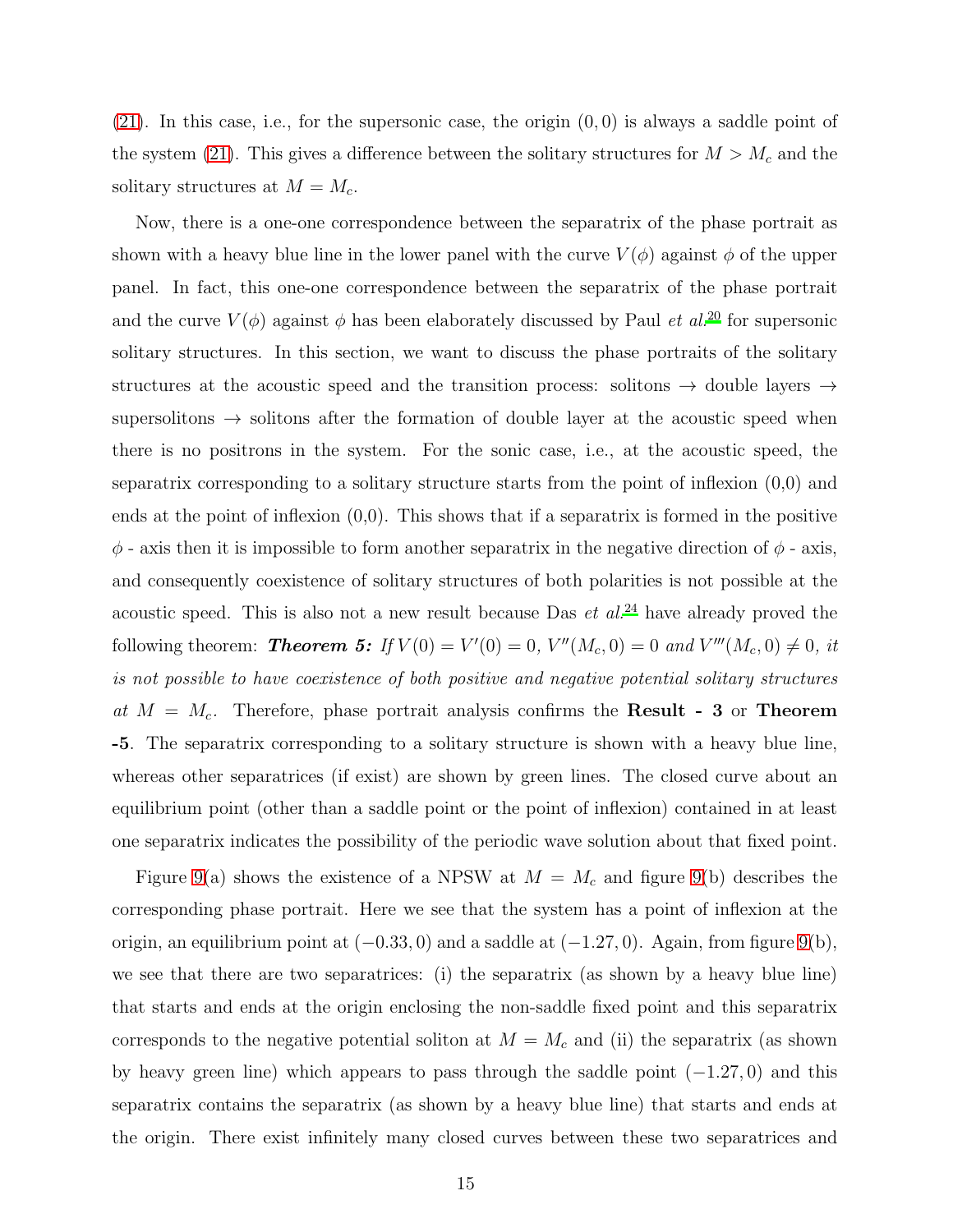(21). In this case, i.e., for the supersonic case, the origin $(0, 0)$ is always a saddle point of the system (21). This gives a difference between the solitary structures for $M > M_c$ and the solitary structures at $M = M_c$.

Now, there is a one-one correspondence between the separatrix of the phase portrait as shown with a heavy blue line in the lower panel with the curve $V(\phi)$ against $\phi$ of the upper panel. In fact, this one-one correspondence between the separatrix of the phase portrait and the curve $V(\phi)$ against $\phi$ has been elaborately discussed by Paul *et al.*[20] for supersonic solitary structures. In this section, we want to discuss the phase portraits of the solitary structures at the acoustic speed and the transition process: solitons $\rightarrow$ double layers $\rightarrow$ supersolitons $\rightarrow$ solitons after the formation of double layer at the acoustic speed when there is no positrons in the system. For the sonic case, i.e., at the acoustic speed, the separatrix corresponding to a solitary structure starts from the point of inflexion (0,0) and ends at the point of inflexion (0,0). This shows that if a separatrix is formed in the positive $\phi$ - axis then it is impossible to form another separatrix in the negative direction of $\phi$ - axis, and consequently coexistence of solitary structures of both polarities is not possible at the acoustic speed. This is also not a new result because Das *et al.*[24] have already proved the following theorem: ***Theorem 5:*** *If* $V(0) = V'(0) = 0$, $V''(M_c, 0) = 0$ *and* $V'''(M_c, 0) \neq 0$, *it is not possible to have coexistence of both positive and negative potential solitary structures at* $M = M_c$. Therefore, phase portrait analysis confirms the **Result - 3** or **Theorem -5**. The separatrix corresponding to a solitary structure is shown with a heavy blue line, whereas other separatrices (if exist) are shown by green lines. The closed curve about an equilibrium point (other than a saddle point or the point of inflexion) contained in at least one separatrix indicates the possibility of the periodic wave solution about that fixed point.

Figure 9(a) shows the existence of a NPSW at $M = M_c$ and figure 9(b) describes the corresponding phase portrait. Here we see that the system has a point of inflexion at the origin, an equilibrium point at $(-0.33, 0)$ and a saddle at $(-1.27, 0)$. Again, from figure 9(b), we see that there are two separatrices: (i) the separatrix (as shown by a heavy blue line) that starts and ends at the origin enclosing the non-saddle fixed point and this separatrix corresponds to the negative potential soliton at $M = M_c$ and (ii) the separatrix (as shown by heavy green line) which appears to pass through the saddle point $(-1.27, 0)$ and this separatrix contains the separatrix (as shown by a heavy blue line) that starts and ends at the origin. There exist infinitely many closed curves between these two separatrices and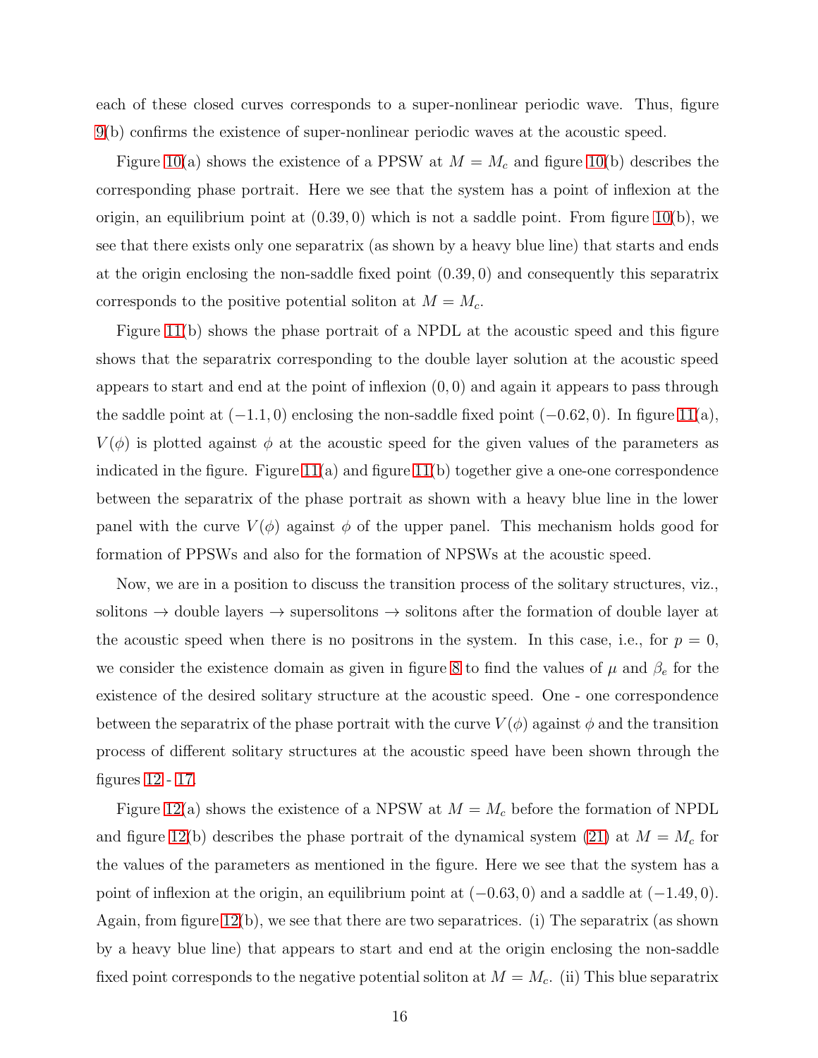each of these closed curves corresponds to a super-nonlinear periodic wave. Thus, figure 9(b) confirms the existence of super-nonlinear periodic waves at the acoustic speed.

Figure 10(a) shows the existence of a PPSW at $M = M_c$ and figure 10(b) describes the corresponding phase portrait. Here we see that the system has a point of inflexion at the origin, an equilibrium point at $(0.39, 0)$ which is not a saddle point. From figure 10(b), we see that there exists only one separatrix (as shown by a heavy blue line) that starts and ends at the origin enclosing the non-saddle fixed point $(0.39, 0)$ and consequently this separatrix corresponds to the positive potential soliton at $M = M_c$.

Figure 11(b) shows the phase portrait of a NPDL at the acoustic speed and this figure shows that the separatrix corresponding to the double layer solution at the acoustic speed appears to start and end at the point of inflexion $(0, 0)$ and again it appears to pass through the saddle point at $(-1.1, 0)$ enclosing the non-saddle fixed point $(-0.62, 0)$. In figure 11(a), $V(\phi)$ is plotted against $\phi$ at the acoustic speed for the given values of the parameters as indicated in the figure. Figure 11(a) and figure 11(b) together give a one-one correspondence between the separatrix of the phase portrait as shown with a heavy blue line in the lower panel with the curve $V(\phi)$ against $\phi$ of the upper panel. This mechanism holds good for formation of PPSWs and also for the formation of NPSWs at the acoustic speed.

Now, we are in a position to discuss the transition process of the solitary structures, viz., solitons → double layers → supersolitons → solitons after the formation of double layer at the acoustic speed when there is no positrons in the system. In this case, i.e., for $p = 0$, we consider the existence domain as given in figure 8 to find the values of $\mu$ and $\beta_e$ for the existence of the desired solitary structure at the acoustic speed. One - one correspondence between the separatrix of the phase portrait with the curve $V(\phi)$ against $\phi$ and the transition process of different solitary structures at the acoustic speed have been shown through the figures 12 - 17.

Figure 12(a) shows the existence of a NPSW at $M = M_c$ before the formation of NPDL and figure 12(b) describes the phase portrait of the dynamical system (21) at $M = M_c$ for the values of the parameters as mentioned in the figure. Here we see that the system has a point of inflexion at the origin, an equilibrium point at $(-0.63, 0)$ and a saddle at $(-1.49, 0)$. Again, from figure 12(b), we see that there are two separatrices. (i) The separatrix (as shown by a heavy blue line) that appears to start and end at the origin enclosing the non-saddle fixed point corresponds to the negative potential soliton at $M = M_c$. (ii) This blue separatrix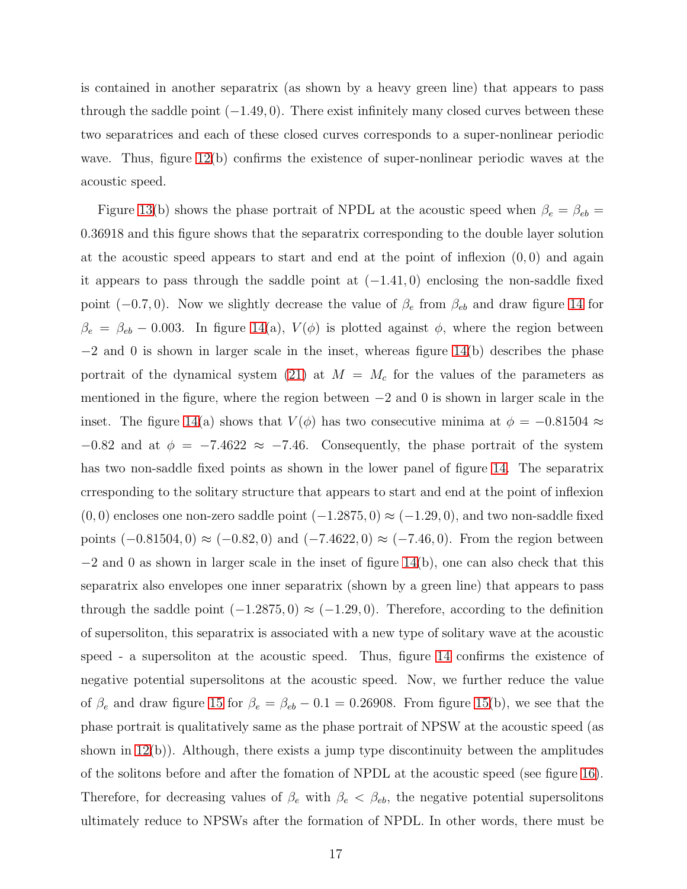is contained in another separatrix (as shown by a heavy green line) that appears to pass through the saddle point $(-1.49, 0)$. There exist infinitely many closed curves between these two separatrices and each of these closed curves corresponds to a super-nonlinear periodic wave. Thus, figure 12(b) confirms the existence of super-nonlinear periodic waves at the acoustic speed.

Figure 13(b) shows the phase portrait of NPDL at the acoustic speed when $\beta_e = \beta_{eb} = 0.36918$ and this figure shows that the separatrix corresponding to the double layer solution at the acoustic speed appears to start and end at the point of inflexion $(0, 0)$ and again it appears to pass through the saddle point at $(-1.41, 0)$ enclosing the non-saddle fixed point $(-0.7, 0)$. Now we slightly decrease the value of $\beta_e$ from $\beta_{eb}$ and draw figure 14 for $\beta_e = \beta_{eb} - 0.003$. In figure 14(a), $V(\phi)$ is plotted against $\phi$, where the region between $-2$ and $0$ is shown in larger scale in the inset, whereas figure 14(b) describes the phase portrait of the dynamical system (21) at $M = M_c$ for the values of the parameters as mentioned in the figure, where the region between $-2$ and $0$ is shown in larger scale in the inset. The figure 14(a) shows that $V(\phi)$ has two consecutive minima at $\phi = -0.81504 \approx -0.82$ and at $\phi = -7.4622 \approx -7.46$. Consequently, the phase portrait of the system has two non-saddle fixed points as shown in the lower panel of figure 14. The separatrix crresponding to the solitary structure that appears to start and end at the point of inflexion $(0, 0)$ encloses one non-zero saddle point $(-1.2875, 0) \approx (-1.29, 0)$, and two non-saddle fixed points $(-0.81504, 0) \approx (-0.82, 0)$ and $(-7.4622, 0) \approx (-7.46, 0)$. From the region between $-2$ and $0$ as shown in larger scale in the inset of figure 14(b), one can also check that this separatrix also envelopes one inner separatrix (shown by a green line) that appears to pass through the saddle point $(-1.2875, 0) \approx (-1.29, 0)$. Therefore, according to the definition of supersoliton, this separatrix is associated with a new type of solitary wave at the acoustic speed - a supersoliton at the acoustic speed. Thus, figure 14 confirms the existence of negative potential supersolitons at the acoustic speed. Now, we further reduce the value of $\beta_e$ and draw figure 15 for $\beta_e = \beta_{eb} - 0.1 = 0.26908$. From figure 15(b), we see that the phase portrait is qualitatively same as the phase portrait of NPSW at the acoustic speed (as shown in 12(b)). Although, there exists a jump type discontinuity between the amplitudes of the solitons before and after the fomation of NPDL at the acoustic speed (see figure 16). Therefore, for decreasing values of $\beta_e$ with $\beta_e < \beta_{eb}$, the negative potential supersolitons ultimately reduce to NPSWs after the formation of NPDL. In other words, there must be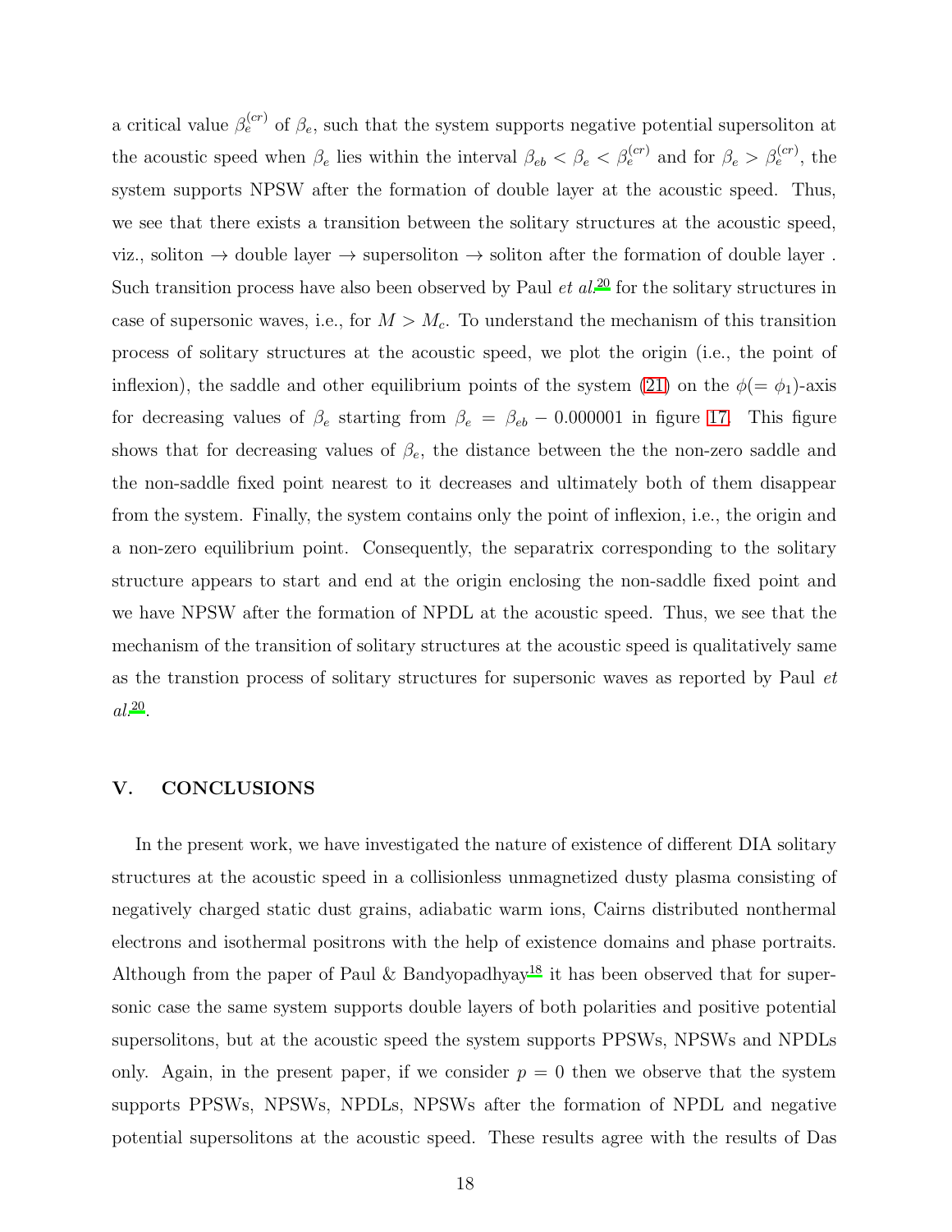a critical value $\beta_e^{(cr)}$ of $\beta_e$, such that the system supports negative potential supersoliton at the acoustic speed when $\beta_e$ lies within the interval $\beta_{eb} < \beta_e < \beta_e^{(cr)}$ and for $\beta_e > \beta_e^{(cr)}$, the system supports NPSW after the formation of double layer at the acoustic speed. Thus, we see that there exists a transition between the solitary structures at the acoustic speed, viz., soliton → double layer → supersoliton → soliton after the formation of double layer . Such transition process have also been observed by Paul *et al.*[20] for the solitary structures in case of supersonic waves, i.e., for $M > M_c$. To understand the mechanism of this transition process of solitary structures at the acoustic speed, we plot the origin (i.e., the point of inflexion), the saddle and other equilibrium points of the system (21) on the $\phi(= \phi_1)$-axis for decreasing values of $\beta_e$ starting from $\beta_e = \beta_{eb} - 0.000001$ in figure 17. This figure shows that for decreasing values of $\beta_e$, the distance between the the non-zero saddle and the non-saddle fixed point nearest to it decreases and ultimately both of them disappear from the system. Finally, the system contains only the point of inflexion, i.e., the origin and a non-zero equilibrium point. Consequently, the separatrix corresponding to the solitary structure appears to start and end at the origin enclosing the non-saddle fixed point and we have NPSW after the formation of NPDL at the acoustic speed. Thus, we see that the mechanism of the transition of solitary structures at the acoustic speed is qualitatively same as the transtion process of solitary structures for supersonic waves as reported by Paul *et al.*[20].

## V. CONCLUSIONS

In the present work, we have investigated the nature of existence of different DIA solitary structures at the acoustic speed in a collisionless unmagnetized dusty plasma consisting of negatively charged static dust grains, adiabatic warm ions, Cairns distributed nonthermal electrons and isothermal positrons with the help of existence domains and phase portraits. Although from the paper of Paul & Bandyopadhyay[18] it has been observed that for supersonic case the same system supports double layers of both polarities and positive potential supersolitons, but at the acoustic speed the system supports PPSWs, NPSWs and NPDLs only. Again, in the present paper, if we consider $p = 0$ then we observe that the system supports PPSWs, NPSWs, NPDLs, NPSWs after the formation of NPDL and negative potential supersolitons at the acoustic speed. These results agree with the results of Das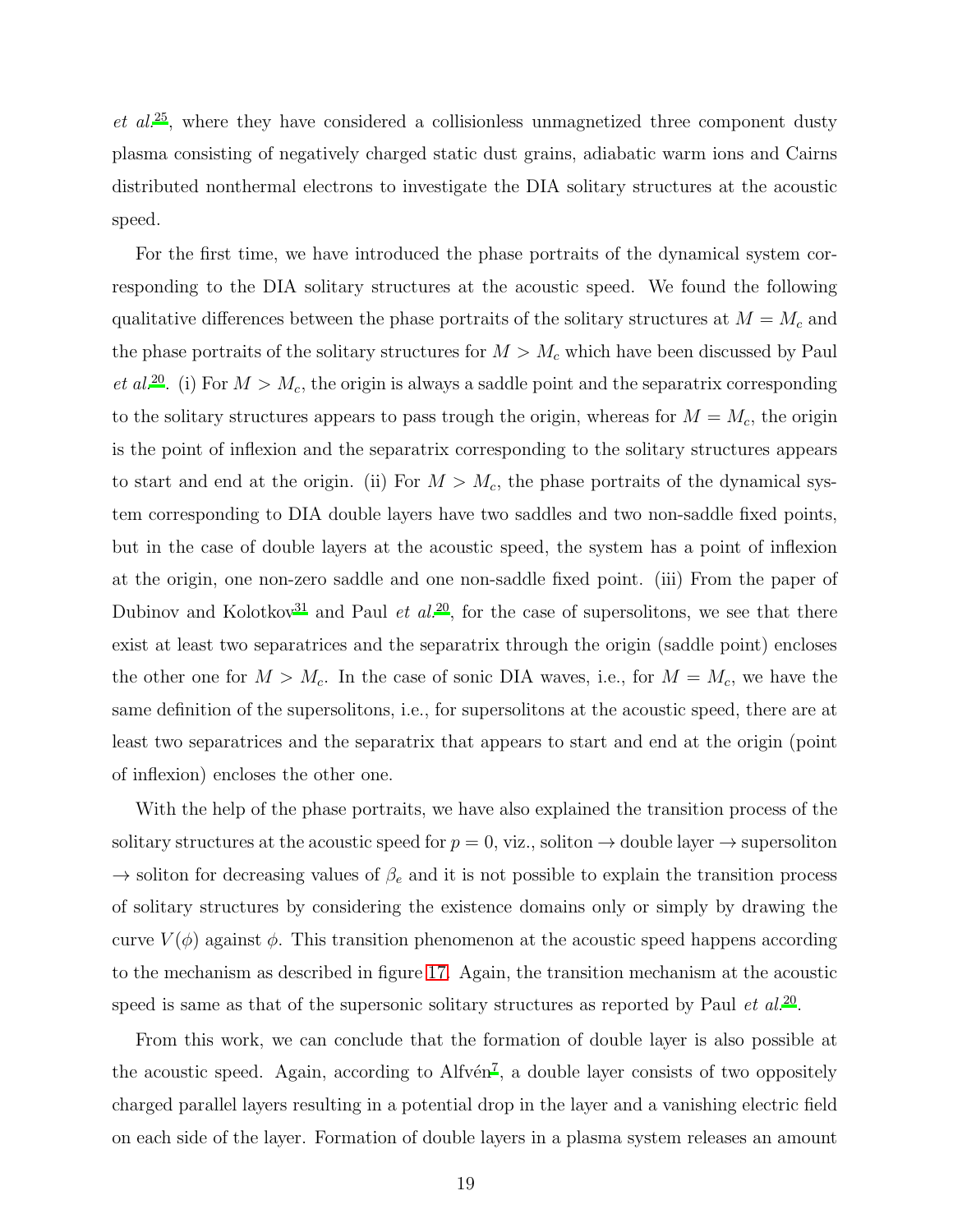*et al.*[25], where they have considered a collisionless unmagnetized three component dusty plasma consisting of negatively charged static dust grains, adiabatic warm ions and Cairns distributed nonthermal electrons to investigate the DIA solitary structures at the acoustic speed.

For the first time, we have introduced the phase portraits of the dynamical system corresponding to the DIA solitary structures at the acoustic speed. We found the following qualitative differences between the phase portraits of the solitary structures at $M = M_c$ and the phase portraits of the solitary structures for $M > M_c$ which have been discussed by Paul *et al.*[20]. (i) For $M > M_c$, the origin is always a saddle point and the separatrix corresponding to the solitary structures appears to pass trough the origin, whereas for $M = M_c$, the origin is the point of inflexion and the separatrix corresponding to the solitary structures appears to start and end at the origin. (ii) For $M > M_c$, the phase portraits of the dynamical system corresponding to DIA double layers have two saddles and two non-saddle fixed points, but in the case of double layers at the acoustic speed, the system has a point of inflexion at the origin, one non-zero saddle and one non-saddle fixed point. (iii) From the paper of Dubinov and Kolotkov[31] and Paul *et al.*[20], for the case of supersolitons, we see that there exist at least two separatrices and the separatrix through the origin (saddle point) encloses the other one for $M > M_c$. In the case of sonic DIA waves, i.e., for $M = M_c$, we have the same definition of the supersolitons, i.e., for supersolitons at the acoustic speed, there are at least two separatrices and the separatrix that appears to start and end at the origin (point of inflexion) encloses the other one.

With the help of the phase portraits, we have also explained the transition process of the solitary structures at the acoustic speed for $p = 0$, viz., soliton $\rightarrow$ double layer $\rightarrow$ supersoliton $\rightarrow$ soliton for decreasing values of $\beta_e$ and it is not possible to explain the transition process of solitary structures by considering the existence domains only or simply by drawing the curve $V(\phi)$ against $\phi$. This transition phenomenon at the acoustic speed happens according to the mechanism as described in figure 17. Again, the transition mechanism at the acoustic speed is same as that of the supersonic solitary structures as reported by Paul *et al.*[20].

From this work, we can conclude that the formation of double layer is also possible at the acoustic speed. Again, according to Alfvén[7], a double layer consists of two oppositely charged parallel layers resulting in a potential drop in the layer and a vanishing electric field on each side of the layer. Formation of double layers in a plasma system releases an amount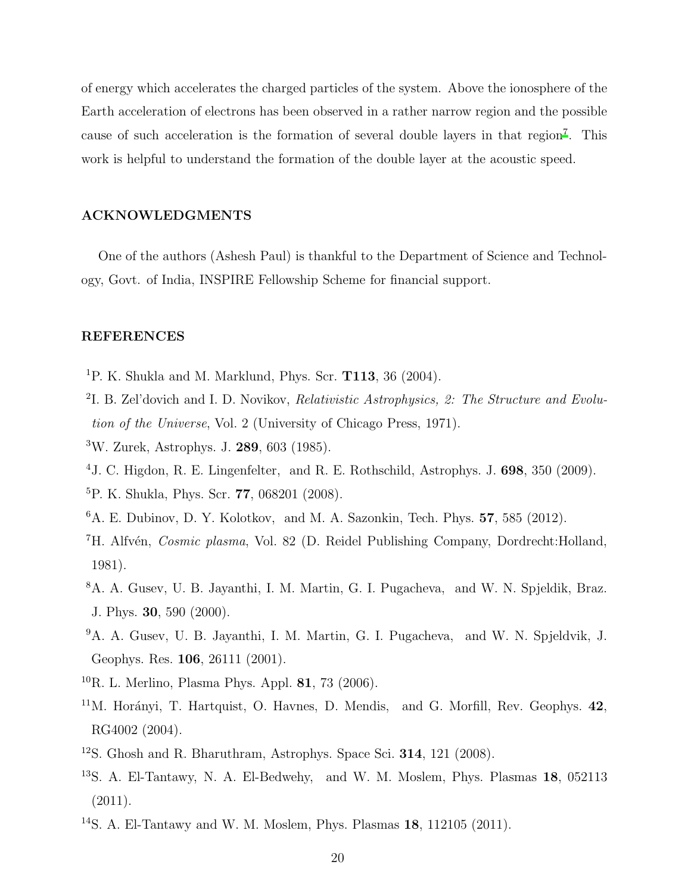of energy which accelerates the charged particles of the system. Above the ionosphere of the Earth acceleration of electrons has been observed in a rather narrow region and the possible cause of such acceleration is the formation of several double layers in that region[7]. This work is helpful to understand the formation of the double layer at the acoustic speed.

## ACKNOWLEDGMENTS

One of the authors (Ashesh Paul) is thankful to the Department of Science and Technology, Govt. of India, INSPIRE Fellowship Scheme for financial support.

## REFERENCES

[1] P. K. Shukla and M. Marklund, Phys. Scr. **T113**, 36 (2004).

[2] I. B. Zel'dovich and I. D. Novikov, *Relativistic Astrophysics, 2: The Structure and Evolution of the Universe*, Vol. 2 (University of Chicago Press, 1971).

[3] W. Zurek, Astrophys. J. **289**, 603 (1985).

[4] J. C. Higdon, R. E. Lingenfelter, and R. E. Rothschild, Astrophys. J. **698**, 350 (2009).

[5] P. K. Shukla, Phys. Scr. **77**, 068201 (2008).

[6] A. E. Dubinov, D. Y. Kolotkov, and M. A. Sazonkin, Tech. Phys. **57**, 585 (2012).

[7] H. Alfvén, *Cosmic plasma*, Vol. 82 (D. Reidel Publishing Company, Dordrecht:Holland, 1981).

[8] A. A. Gusev, U. B. Jayanthi, I. M. Martin, G. I. Pugacheva, and W. N. Spjeldik, Braz. J. Phys. **30**, 590 (2000).

[9] A. A. Gusev, U. B. Jayanthi, I. M. Martin, G. I. Pugacheva, and W. N. Spjeldvik, J. Geophys. Res. **106**, 26111 (2001).

[10] R. L. Merlino, Plasma Phys. Appl. **81**, 73 (2006).

[11] M. Horányi, T. Hartquist, O. Havnes, D. Mendis, and G. Morfill, Rev. Geophys. **42**, RG4002 (2004).

[12] S. Ghosh and R. Bharuthram, Astrophys. Space Sci. **314**, 121 (2008).

[13] S. A. El-Tantawy, N. A. El-Bedwehy, and W. M. Moslem, Phys. Plasmas **18**, 052113 (2011).

[14] S. A. El-Tantawy and W. M. Moslem, Phys. Plasmas **18**, 112105 (2011).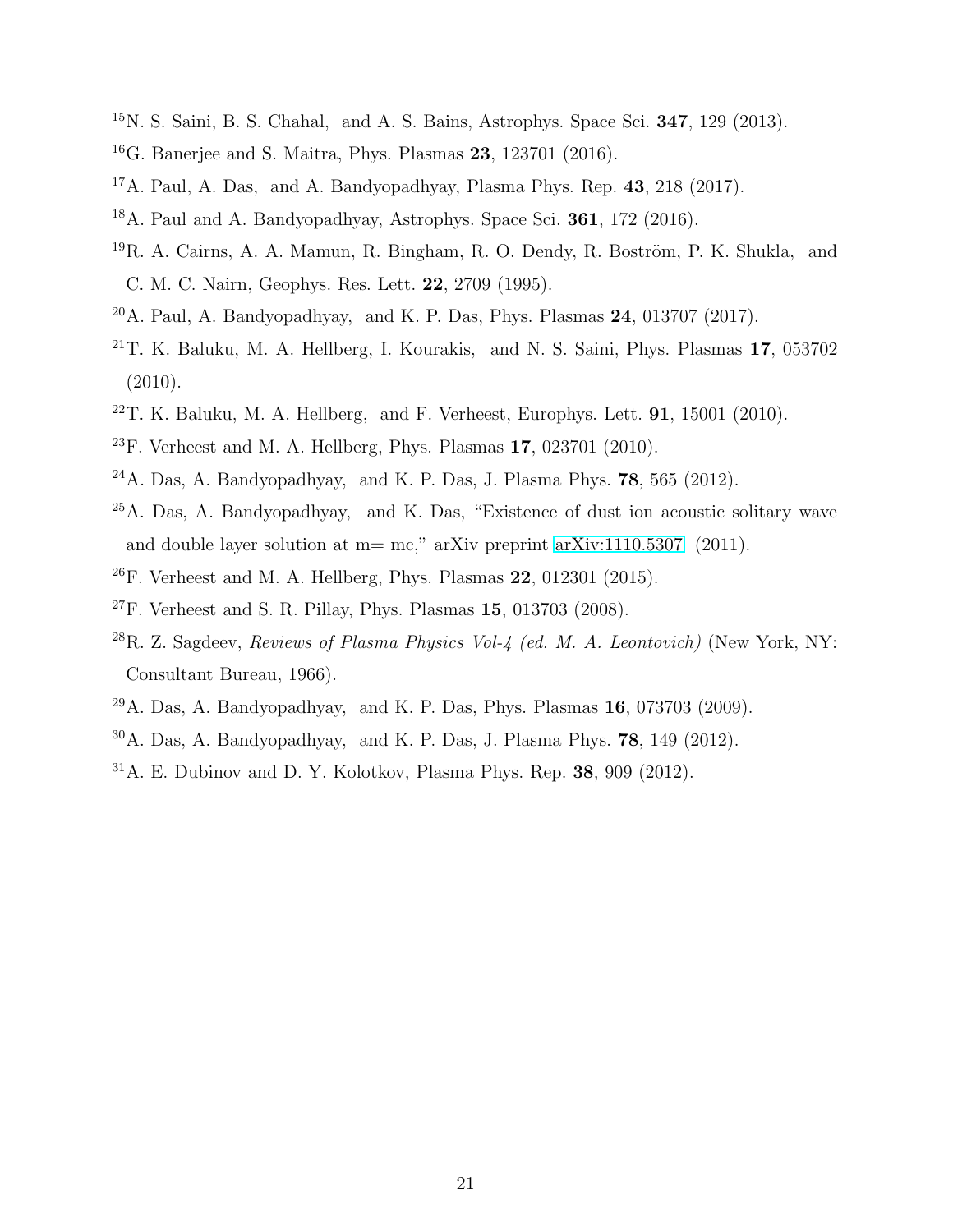[15] N. S. Saini, B. S. Chahal, and A. S. Bains, Astrophys. Space Sci. **347**, 129 (2013).

[16] G. Banerjee and S. Maitra, Phys. Plasmas **23**, 123701 (2016).

[17] A. Paul, A. Das, and A. Bandyopadhyay, Plasma Phys. Rep. **43**, 218 (2017).

[18] A. Paul and A. Bandyopadhyay, Astrophys. Space Sci. **361**, 172 (2016).

[19] R. A. Cairns, A. A. Mamun, R. Bingham, R. O. Dendy, R. Boström, P. K. Shukla, and C. M. C. Nairn, Geophys. Res. Lett. **22**, 2709 (1995).

[20] A. Paul, A. Bandyopadhyay, and K. P. Das, Phys. Plasmas **24**, 013707 (2017).

[21] T. K. Baluku, M. A. Hellberg, I. Kourakis, and N. S. Saini, Phys. Plasmas **17**, 053702 (2010).

[22] T. K. Baluku, M. A. Hellberg, and F. Verheest, Europhys. Lett. **91**, 15001 (2010).

[23] F. Verheest and M. A. Hellberg, Phys. Plasmas **17**, 023701 (2010).

[24] A. Das, A. Bandyopadhyay, and K. P. Das, J. Plasma Phys. **78**, 565 (2012).

[25] A. Das, A. Bandyopadhyay, and K. Das, "Existence of dust ion acoustic solitary wave and double layer solution at m= mc," arXiv preprint arXiv:1110.5307 (2011).

[26] F. Verheest and M. A. Hellberg, Phys. Plasmas **22**, 012301 (2015).

[27] F. Verheest and S. R. Pillay, Phys. Plasmas **15**, 013703 (2008).

[28] R. Z. Sagdeev, *Reviews of Plasma Physics Vol-4 (ed. M. A. Leontovich)* (New York, NY: Consultant Bureau, 1966).

[29] A. Das, A. Bandyopadhyay, and K. P. Das, Phys. Plasmas **16**, 073703 (2009).

[30] A. Das, A. Bandyopadhyay, and K. P. Das, J. Plasma Phys. **78**, 149 (2012).

[31] A. E. Dubinov and D. Y. Kolotkov, Plasma Phys. Rep. **38**, 909 (2012).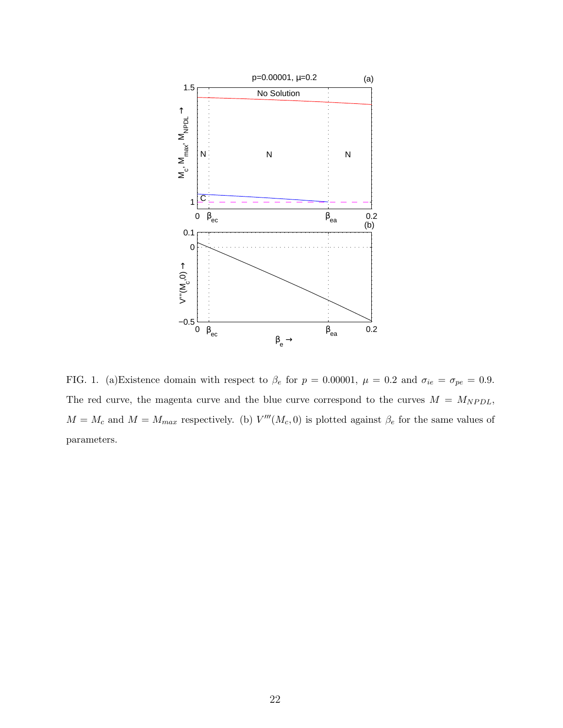p=0.00001, μ=0.2

(a)

1.5

No Solution

N

N

N

C

1

$M_c$, $M_{max}$, $M_{NPDL}$ →

0 $\beta_{ec}$ $\beta_{ea}$ 0.2

(b)

0.1

0

−0.5

$V'''(M_c,0)$ →

0 $\beta_{ec}$ $\beta_{ea}$ 0.2

$\beta_e$ →

FIG. 1. (a)Existence domain with respect to $\beta_e$ for $p = 0.00001$, $\mu = 0.2$ and $\sigma_{ie} = \sigma_{pe} = 0.9$. The red curve, the magenta curve and the blue curve correspond to the curves $M = M_{NPDL}$, $M = M_c$ and $M = M_{max}$ respectively. (b) $V'''(M_c, 0)$ is plotted against $\beta_e$ for the same values of parameters.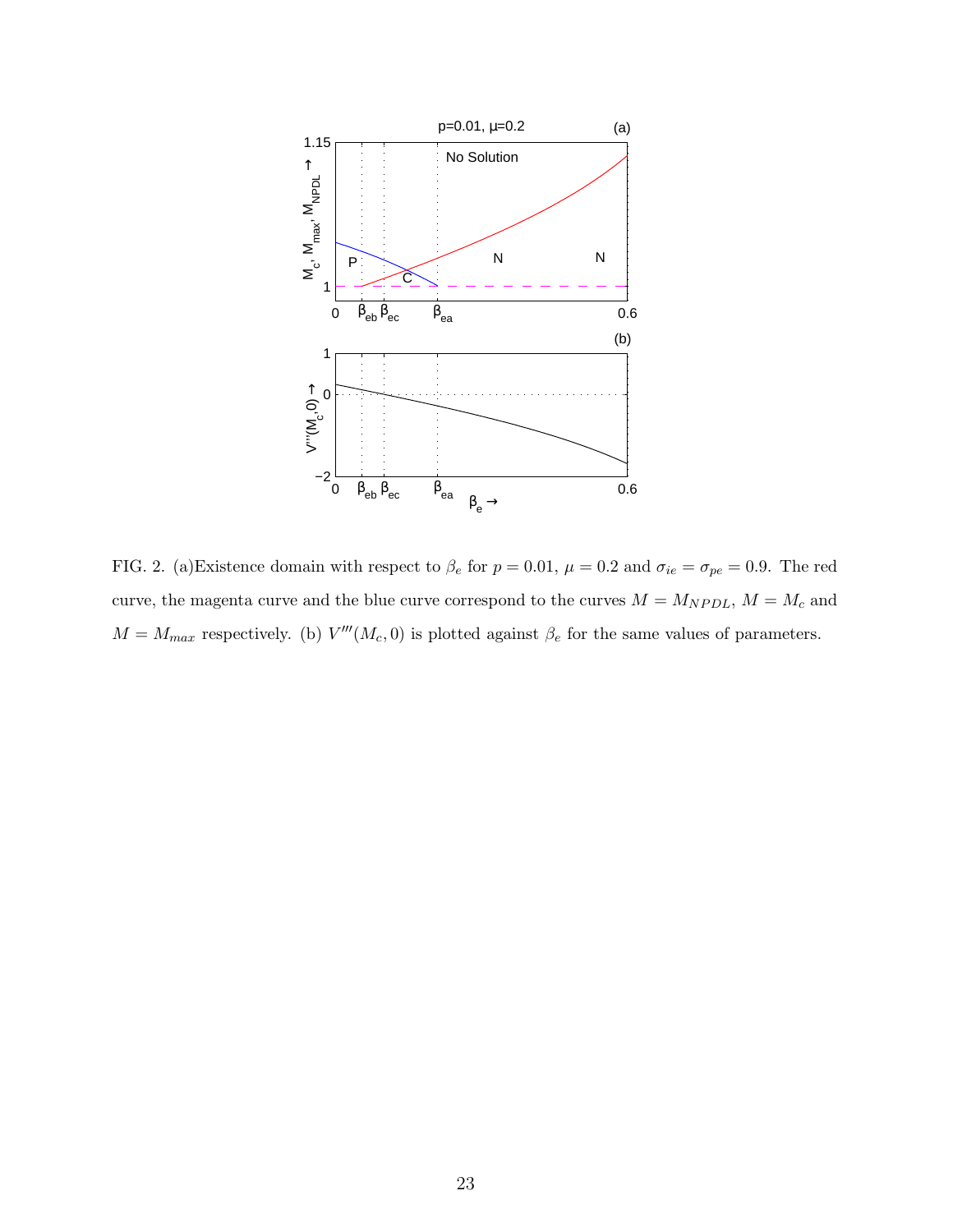FIG. 2. (a)Existence domain with respect to $\beta_e$ for $p = 0.01$, $\mu = 0.2$ and $\sigma_{ie} = \sigma_{pe} = 0.9$. The red curve, the magenta curve and the blue curve correspond to the curves $M = M_{NPDL}$, $M = M_c$ and $M = M_{max}$ respectively. (b) $V'''(M_c, 0)$ is plotted against $\beta_e$ for the same values of parameters.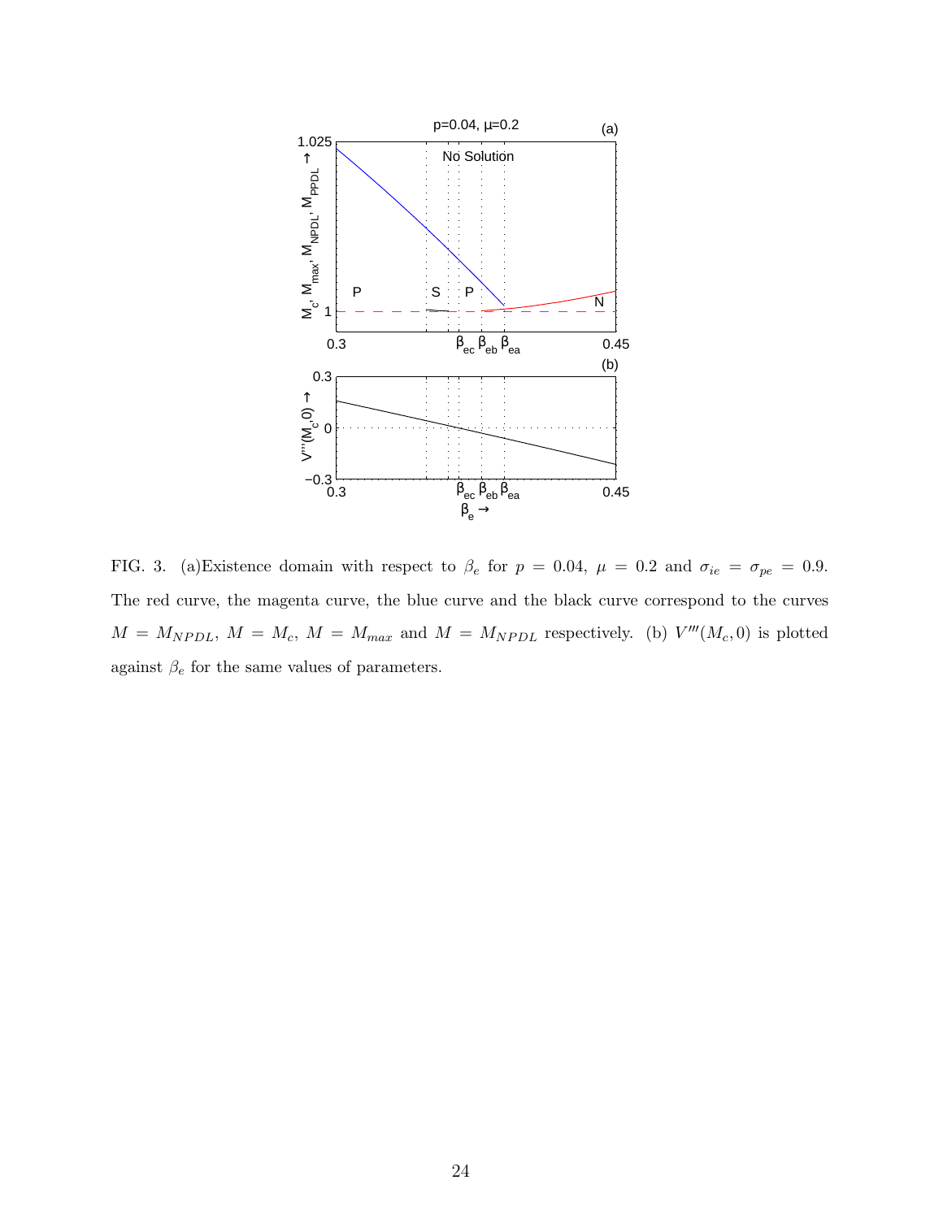p=0.04, μ=0.2

(a)

1.025

$M_c$, $M_{max}$, $M_{NPDL}$, $M_{PPDL}$ →

No Solution

P

S

P

N

1

0.3

$\beta_{ec}$ $\beta_{eb}$ $\beta_{ea}$

0.45

(b)

0.3

$V'''(M_c,0)$ →

0

−0.3

0.3

$\beta_{ec}$ $\beta_{eb}$ $\beta_{ea}$

0.45

$\beta_e$ →

FIG. 3. (a)Existence domain with respect to $\beta_e$ for $p = 0.04$, $\mu = 0.2$ and $\sigma_{ie} = \sigma_{pe} = 0.9$. The red curve, the magenta curve, the blue curve and the black curve correspond to the curves $M = M_{NPDL}$, $M = M_c$, $M = M_{max}$ and $M = M_{NPDL}$ respectively. (b) $V'''(M_c, 0)$ is plotted against $\beta_e$ for the same values of parameters.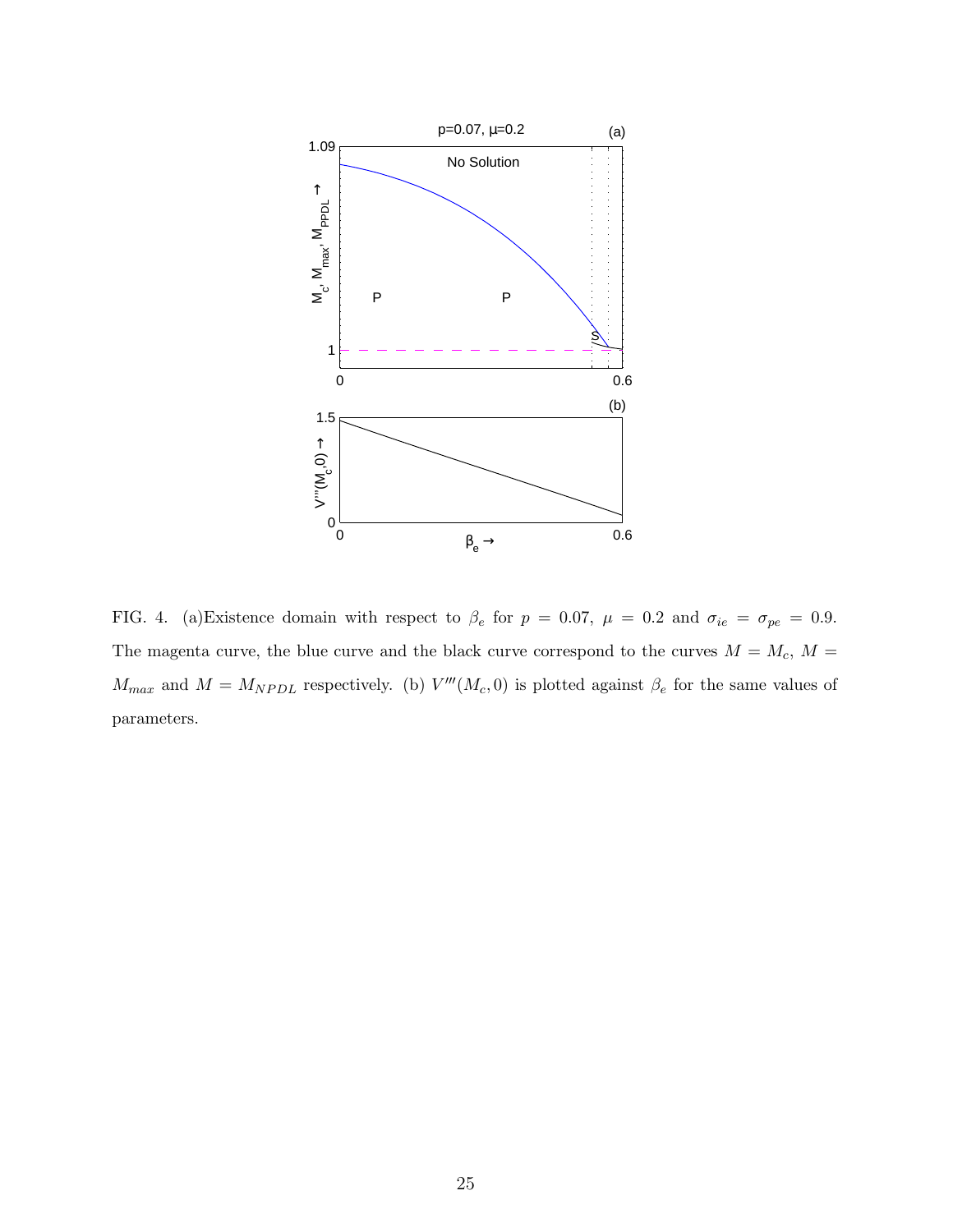p=0.07, μ=0.2

(a)

1.09

No Solution

$M_c$, $M_{max}$, $M_{PPDL}$ →

P

P

S

1

0

0.6

(b)

1.5

V'''($M_c$,0) →

0

0

0.6

$\beta_e$ →

FIG. 4. (a)Existence domain with respect to $\beta_e$ for $p = 0.07$, $\mu = 0.2$ and $\sigma_{ie} = \sigma_{pe} = 0.9$. The magenta curve, the blue curve and the black curve correspond to the curves $M = M_c$, $M = M_{max}$ and $M = M_{NPDL}$ respectively. (b) $V'''(M_c, 0)$ is plotted against $\beta_e$ for the same values of parameters.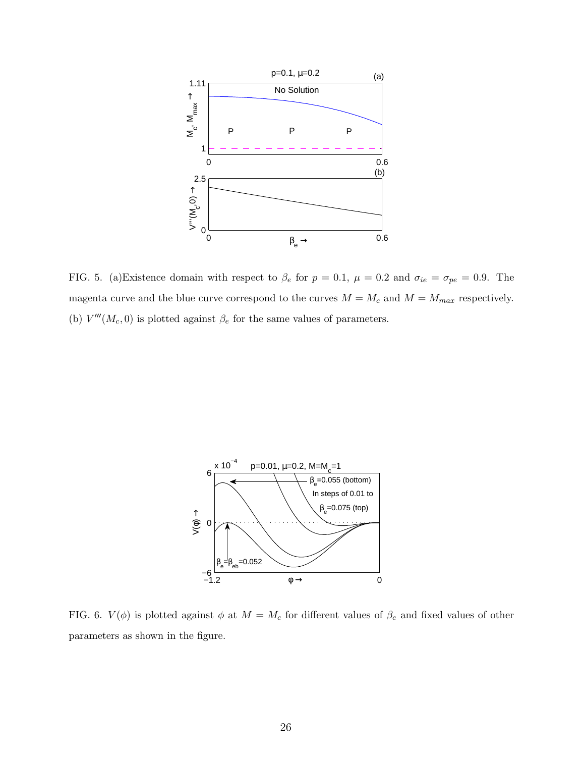p=0.1, μ=0.2

(a)

1.11

No Solution

$M_c$, $M_{max}$ →

P

P

P

1

0

0.6

(b)

2.5

$V'''(M_c,0)$ →

0

0

$\beta_e$ →

0.6

FIG. 5. (a)Existence domain with respect to $\beta_e$ for $p = 0.1$, $\mu = 0.2$ and $\sigma_{ie} = \sigma_{pe} = 0.9$. The magenta curve and the blue curve correspond to the curves $M = M_c$ and $M = M_{max}$ respectively. (b) $V'''(M_c, 0)$ is plotted against $\beta_e$ for the same values of parameters.

x $10^{-4}$

p=0.01, μ=0.2, M=$M_c$=1

6

$\beta_e$=0.055 (bottom)

In steps of 0.01 to

$\beta_e$=0.075 (top)

$V(\phi)$ →

0

$\beta_e$=$\beta_{eb}$=0.052

−6

−1.2

$\phi$ →

0

FIG. 6. $V(\phi)$ is plotted against $\phi$ at $M = M_c$ for different values of $\beta_e$ and fixed values of other parameters as shown in the figure.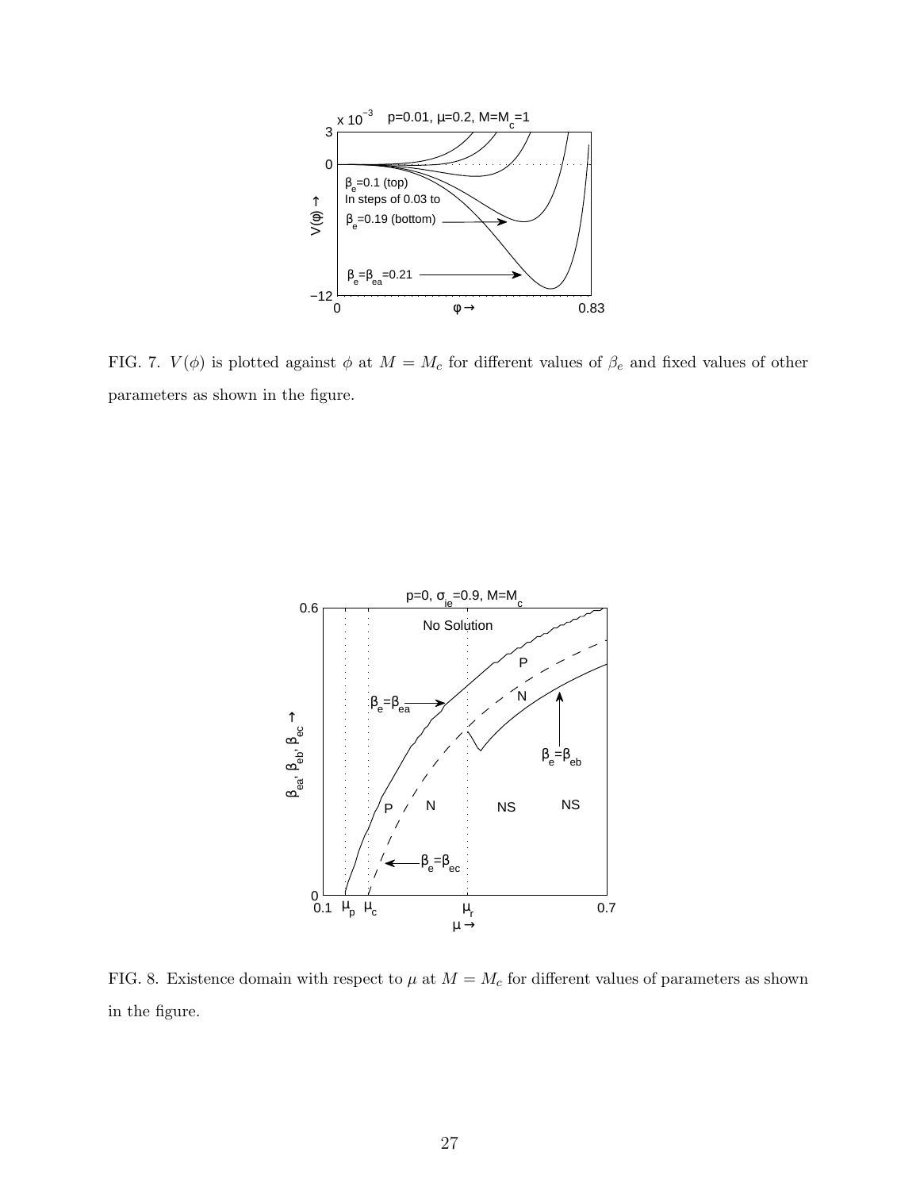x $10^{-3}$ p=0.01, μ=0.2, M=$M_c$=1

3

0

−12

$V(\phi) \rightarrow$

0 $\phi \rightarrow$ 0.83

$\beta_e$=0.1 (top)
In steps of 0.03 to
$\beta_e$=0.19 (bottom)

$\beta_e=\beta_{ea}$=0.21

FIG. 7. $V(\phi)$ is plotted against $\phi$ at $M = M_c$ for different values of $\beta_e$ and fixed values of other parameters as shown in the figure.

p=0, $\sigma_{ie}$=0.9, M=$M_c$

0.6

0

$\beta_{ea}, \beta_{eb}, \beta_{ec} \rightarrow$

0.1 $\mu_p$ $\mu_c$ $\mu_r$ 0.7

$\mu \rightarrow$

No Solution

$\beta_e=\beta_{ea}$

$\beta_e=\beta_{eb}$

$\beta_e=\beta_{ec}$

P

N

P

N

NS

NS

FIG. 8. Existence domain with respect to $\mu$ at $M = M_c$ for different values of parameters as shown in the figure.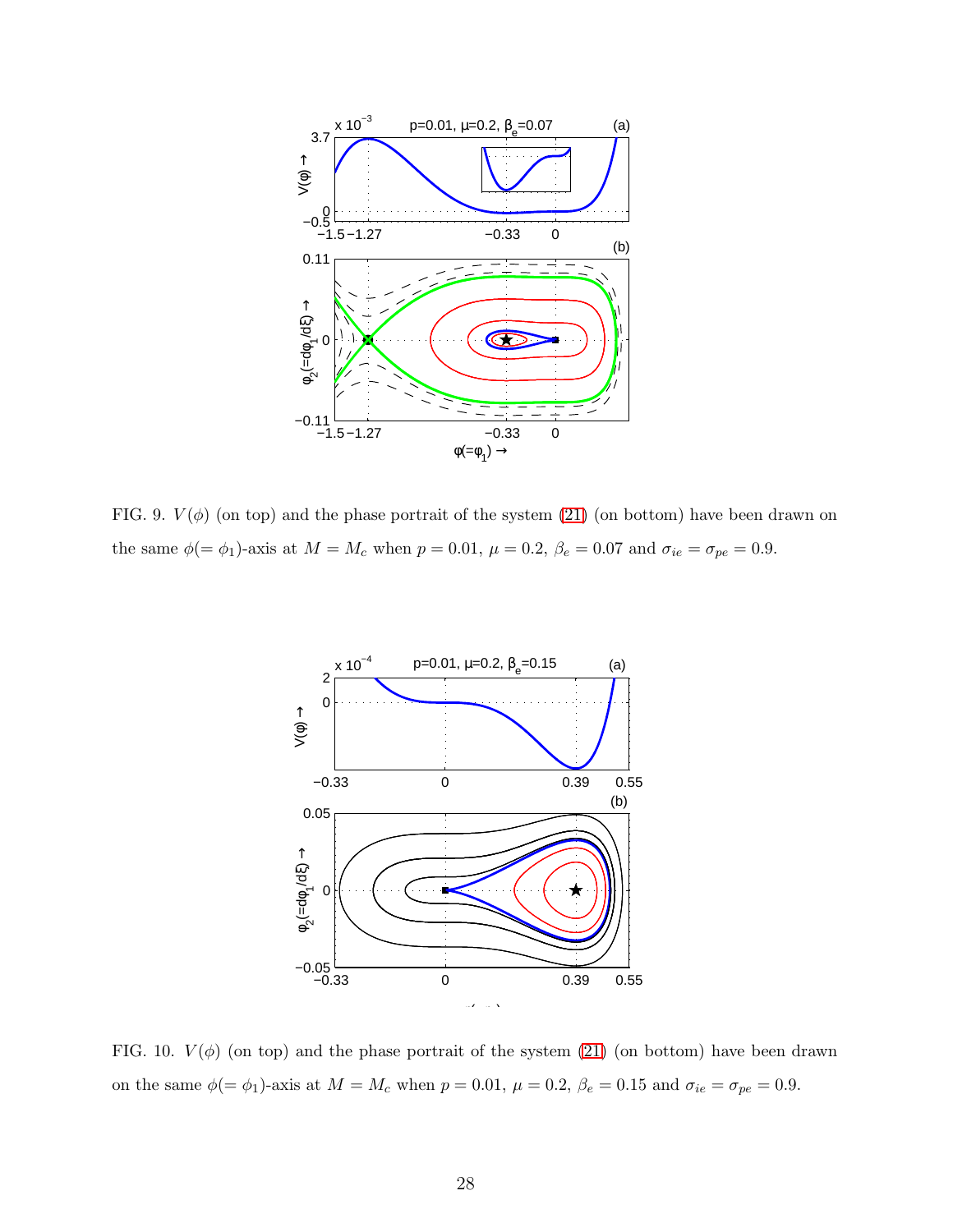x 10$^{-3}$

p=0.01, μ=0.2, β$_e$=0.07

(a)

3.7

V(φ) →

0

−0.5

−1.5 −1.27

−0.33

0

(b)

0.11

φ$_2$(=dφ$_1$/dξ) →

0

−0.11

−1.5 −1.27

−0.33

0

φ(=φ$_1$) →

FIG. 9. $V(\phi)$ (on top) and the phase portrait of the system (21) (on bottom) have been drawn on the same $\phi(=\phi_1)$-axis at $M = M_c$ when $p = 0.01$, $\mu = 0.2$, $\beta_e = 0.07$ and $\sigma_{ie} = \sigma_{pe} = 0.9$.

x 10$^{-4}$

p=0.01, μ=0.2, β$_e$=0.15

(a)

2

0

V(φ) →

−0.33

0

0.39

0.55

(b)

0.05

φ$_2$(=dφ$_1$/dξ) →

0

−0.05

−0.33

0

0.39

0.55

FIG. 10. $V(\phi)$ (on top) and the phase portrait of the system (21) (on bottom) have been drawn on the same $\phi(=\phi_1)$-axis at $M = M_c$ when $p = 0.01$, $\mu = 0.2$, $\beta_e = 0.15$ and $\sigma_{ie} = \sigma_{pe} = 0.9$.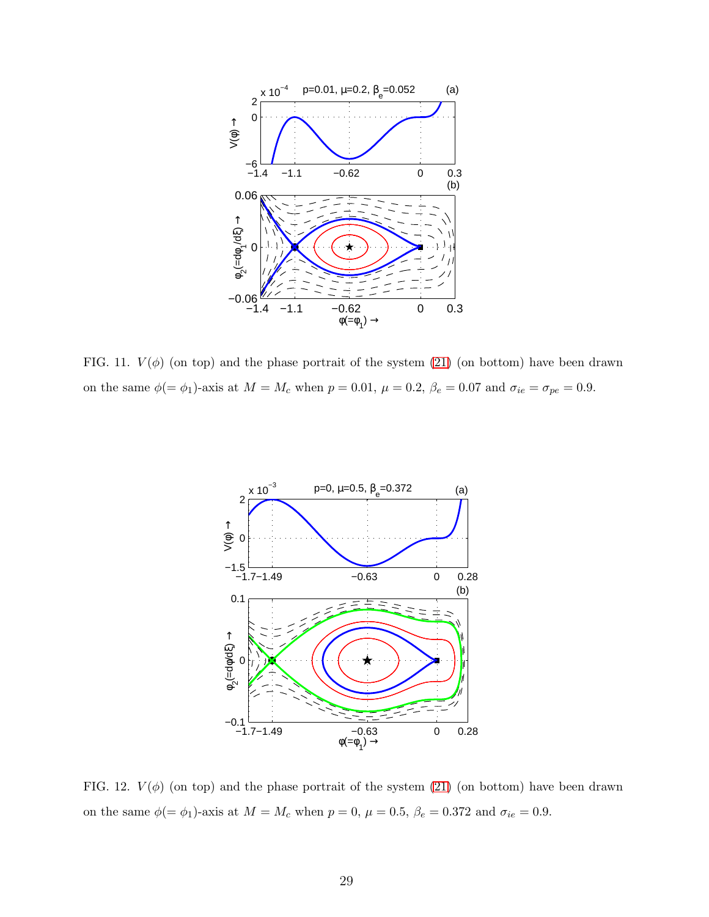p=0.01, μ=0.2, $\beta_e$=0.052

(a)

x $10^{-4}$

2

0

−6

V(φ) →

−1.4 −1.1 −0.62 0 0.3

(b)

0.06

0

−0.06

$\phi_2$(=d$\phi_1$/dξ) →

−1.4 −1.1 −0.62 0 0.3

φ(=$\phi_1$) →

FIG. 11. $V(\phi)$ (on top) and the phase portrait of the system (21) (on bottom) have been drawn on the same $\phi(=\phi_1)$-axis at $M = M_c$ when $p = 0.01$, $\mu = 0.2$, $\beta_e = 0.07$ and $\sigma_{ie} = \sigma_{pe} = 0.9$.

p=0, μ=0.5, $\beta_e$=0.372

(a)

x $10^{-3}$

2

0

−1.5

V(φ) →

−1.7 −1.49 −0.63 0 0.28

(b)

0.1

0

−0.1

$\phi_2$(=dφ/dξ) →

−1.7 −1.49 −0.63 0 0.28

φ(=$\phi_1$) →

FIG. 12. $V(\phi)$ (on top) and the phase portrait of the system (21) (on bottom) have been drawn on the same $\phi(=\phi_1)$-axis at $M = M_c$ when $p = 0$, $\mu = 0.5$, $\beta_e = 0.372$ and $\sigma_{ie} = 0.9$.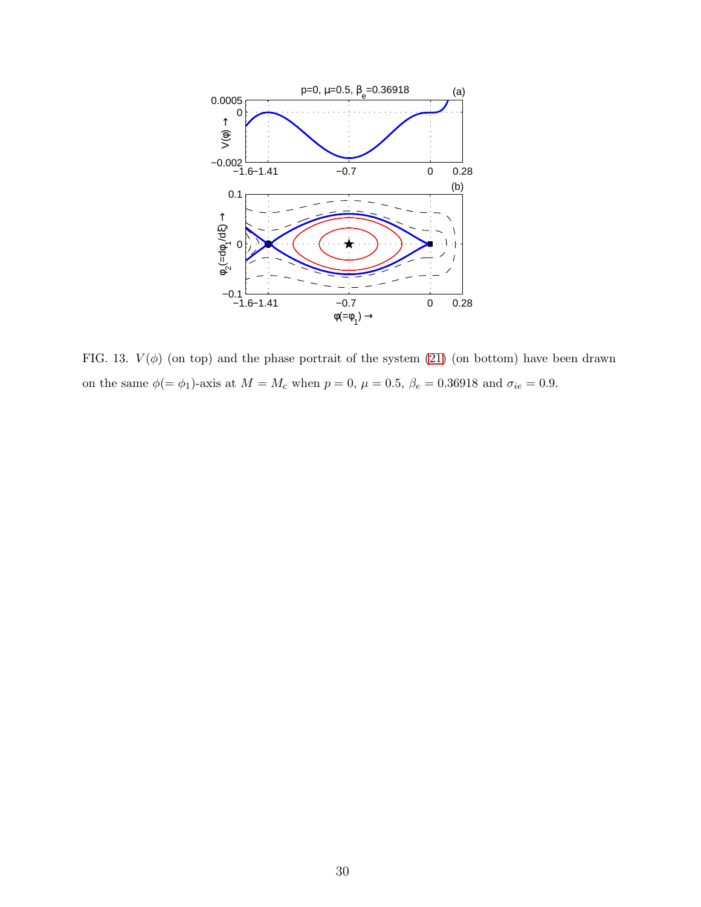p=0, μ=0.5, $\beta_e$=0.36918

(a)

0.0005

0

−0.002

$V(\phi) \rightarrow$

−1.6 −1.41 −0.7 0 0.28

(b)

0.1

0

−0.1

$\phi_2(=d\phi_1/d\xi) \rightarrow$

−1.6 −1.41 −0.7 0 0.28

$\phi(=\phi_1) \rightarrow$

FIG. 13. $V(\phi)$ (on top) and the phase portrait of the system (21) (on bottom) have been drawn on the same $\phi(=\phi_1)$-axis at $M = M_c$ when $p = 0$, $\mu = 0.5$, $\beta_e = 0.36918$ and $\sigma_{ie} = 0.9$.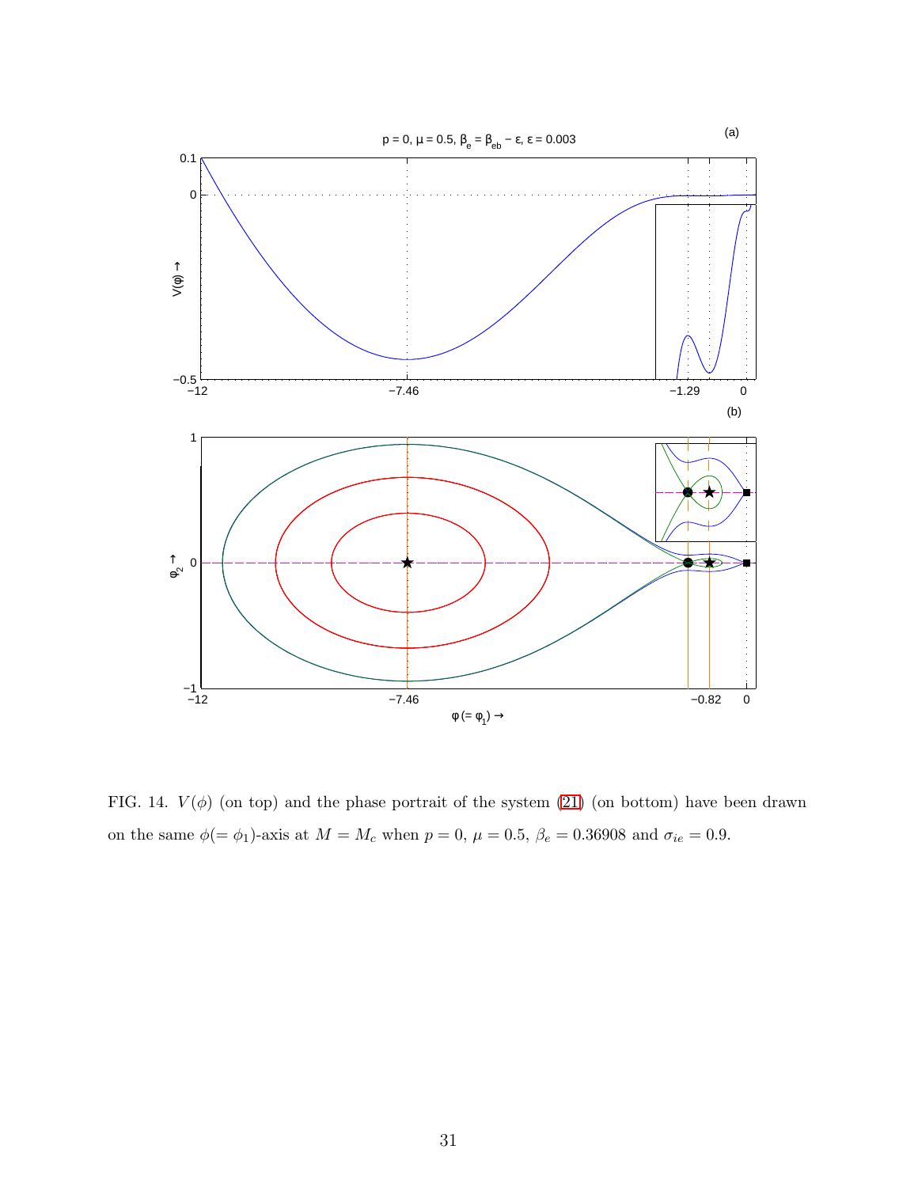(a)

p = 0, μ = 0.5, $\beta_e = \beta_{eb} - \epsilon$, ε = 0.003

0.1

0

−0.5

−12

−7.46

−1.29

0

$V(\phi) \rightarrow$

(b)

1

0

−1

−12

−7.46

−0.82

0

$\phi_2 \rightarrow$

$\phi (= \phi_1) \rightarrow$

FIG. 14. $V(\phi)$ (on top) and the phase portrait of the system (21) (on bottom) have been drawn on the same $\phi(=\phi_1)$-axis at $M = M_c$ when $p = 0$, $\mu = 0.5$, $\beta_e = 0.36908$ and $\sigma_{ie} = 0.9$.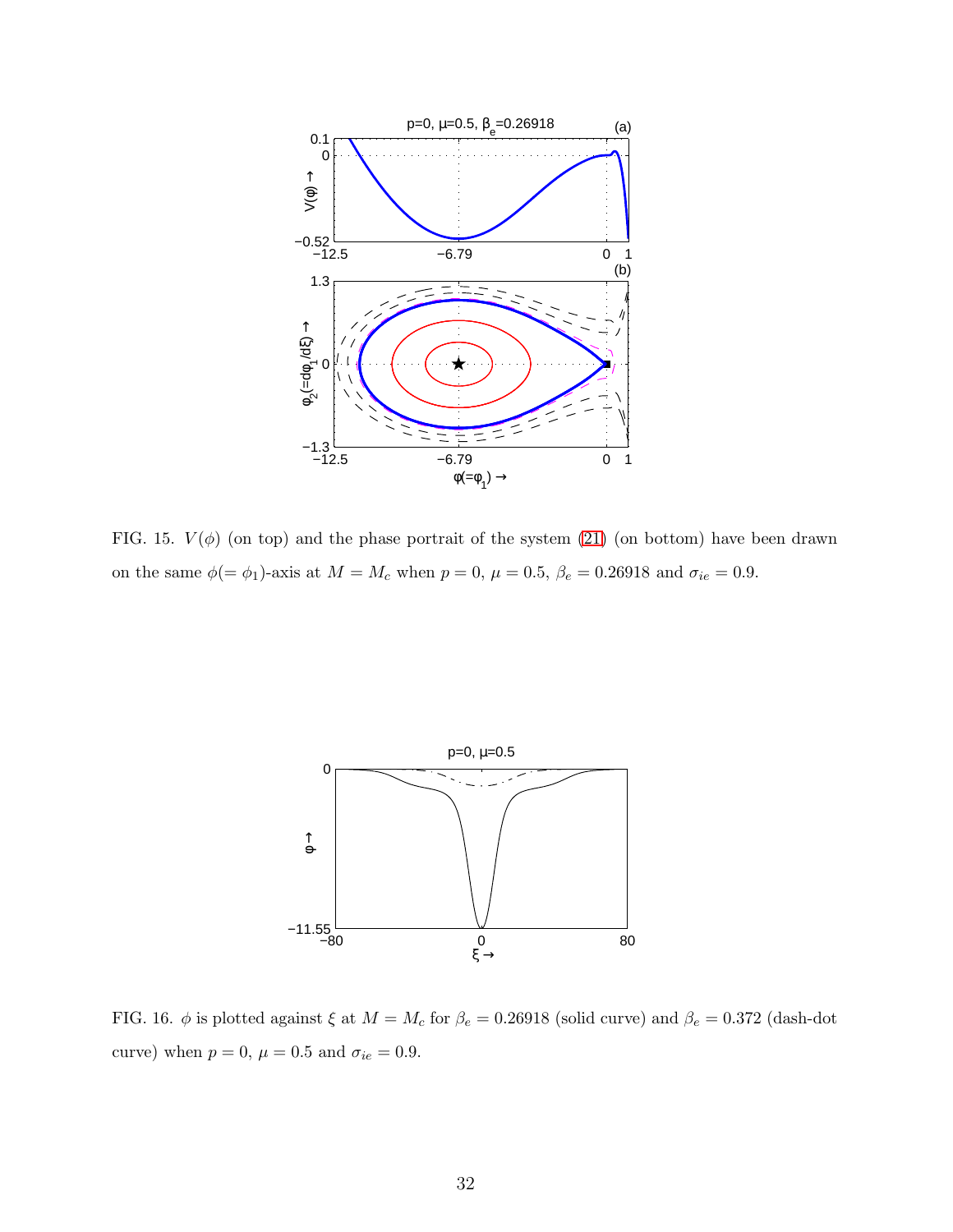p=0, μ=0.5, $\beta_e$=0.26918

(a)

0.1

0

$V(\phi)$ →

−0.52

−12.5

−6.79

0

1

(b)

1.3

$\phi_2(=d\phi_1/d\xi)$ →

0

−1.3

−12.5

−6.79

0

1

$\phi(=\phi_1)$ →

FIG. 15. $V(\phi)$ (on top) and the phase portrait of the system (21) (on bottom) have been drawn on the same $\phi(=\phi_1)$-axis at $M = M_c$ when $p = 0$, $\mu = 0.5$, $\beta_e = 0.26918$ and $\sigma_{ie} = 0.9$.

p=0, μ=0.5

0

$\phi$ →

−11.55

−80

0

80

$\xi$ →

FIG. 16. $\phi$ is plotted against $\xi$ at $M = M_c$ for $\beta_e = 0.26918$ (solid curve) and $\beta_e = 0.372$ (dash-dot curve) when $p = 0$, $\mu = 0.5$ and $\sigma_{ie} = 0.9$.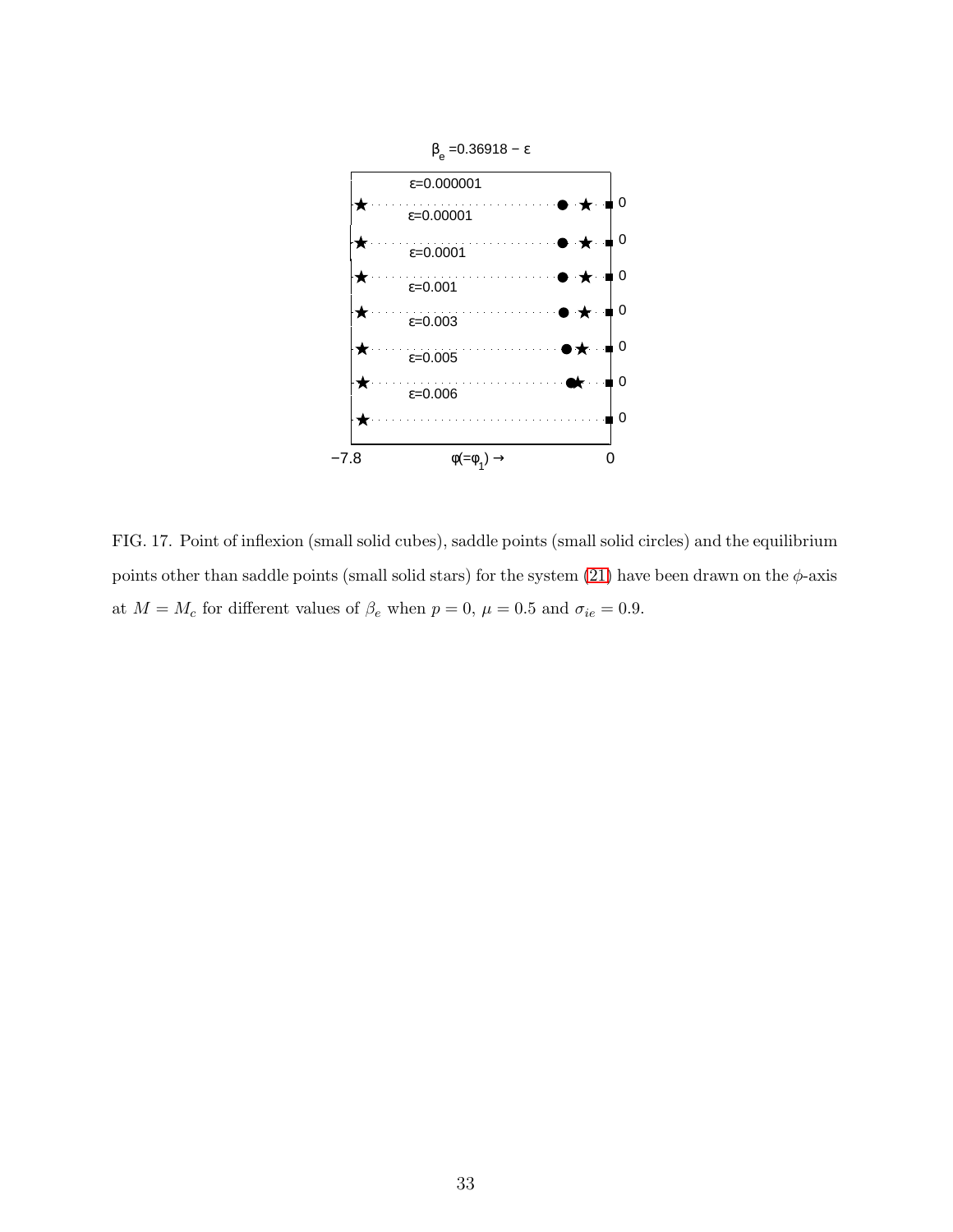$\beta_e$ =0.36918 − ε

ε=0.000001

0

ε=0.00001

0

ε=0.0001

0

ε=0.001

0

ε=0.003

0

ε=0.005

0

ε=0.006

0

−7.8

φ(=φ1) →

0

FIG. 17. Point of inflexion (small solid cubes), saddle points (small solid circles) and the equilibrium points other than saddle points (small solid stars) for the system (21) have been drawn on the $\phi$-axis at $M = M_c$ for different values of $\beta_e$ when $p = 0$, $\mu = 0.5$ and $\sigma_{ie} = 0.9$.